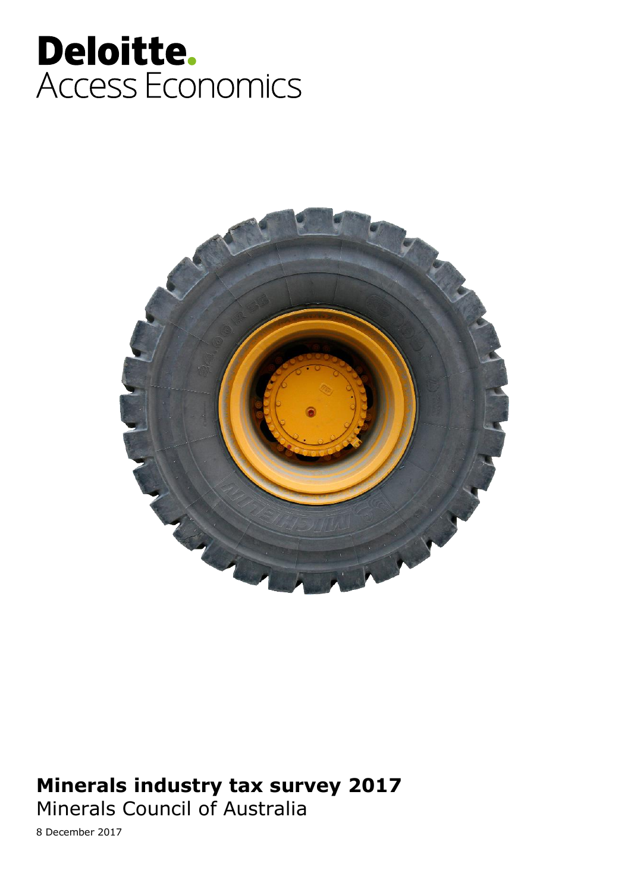Deloitte.
Access Economics

# Minerals industry tax survey 2017

Minerals Council of Australia

8 December 2017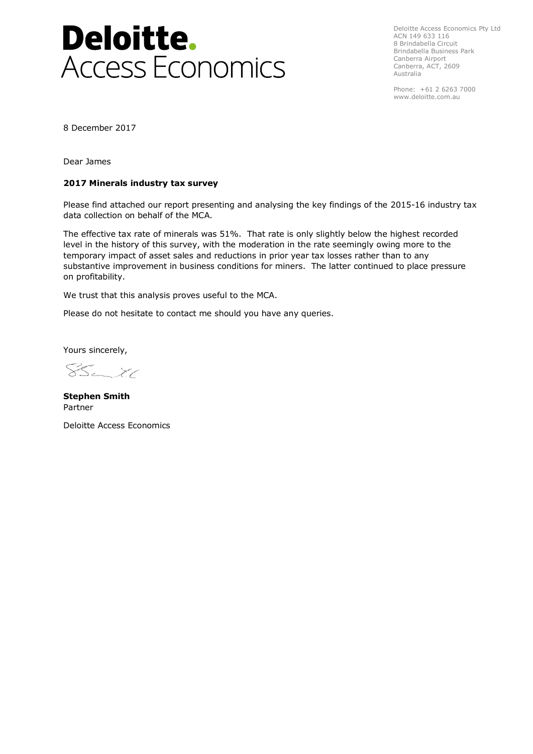**Deloitte.**
**Access Economics**

Deloitte Access Economics Pty Ltd
ACN 149 633 116
8 Brindabella Circuit
Brindabella Business Park
Canberra Airport
Canberra, ACT, 2609
Australia

Phone: +61 2 6263 7000
www.deloitte.com.au

8 December 2017

Dear James

**2017 Minerals industry tax survey**

Please find attached our report presenting and analysing the key findings of the 2015-16 industry tax data collection on behalf of the MCA.

The effective tax rate of minerals was 51%. That rate is only slightly below the highest recorded level in the history of this survey, with the moderation in the rate seemingly owing more to the temporary impact of asset sales and reductions in prior year tax losses rather than to any substantive improvement in business conditions for miners. The latter continued to place pressure on profitability.

We trust that this analysis proves useful to the MCA.

Please do not hesitate to contact me should you have any queries.

Yours sincerely,

**Stephen Smith**
Partner

Deloitte Access Economics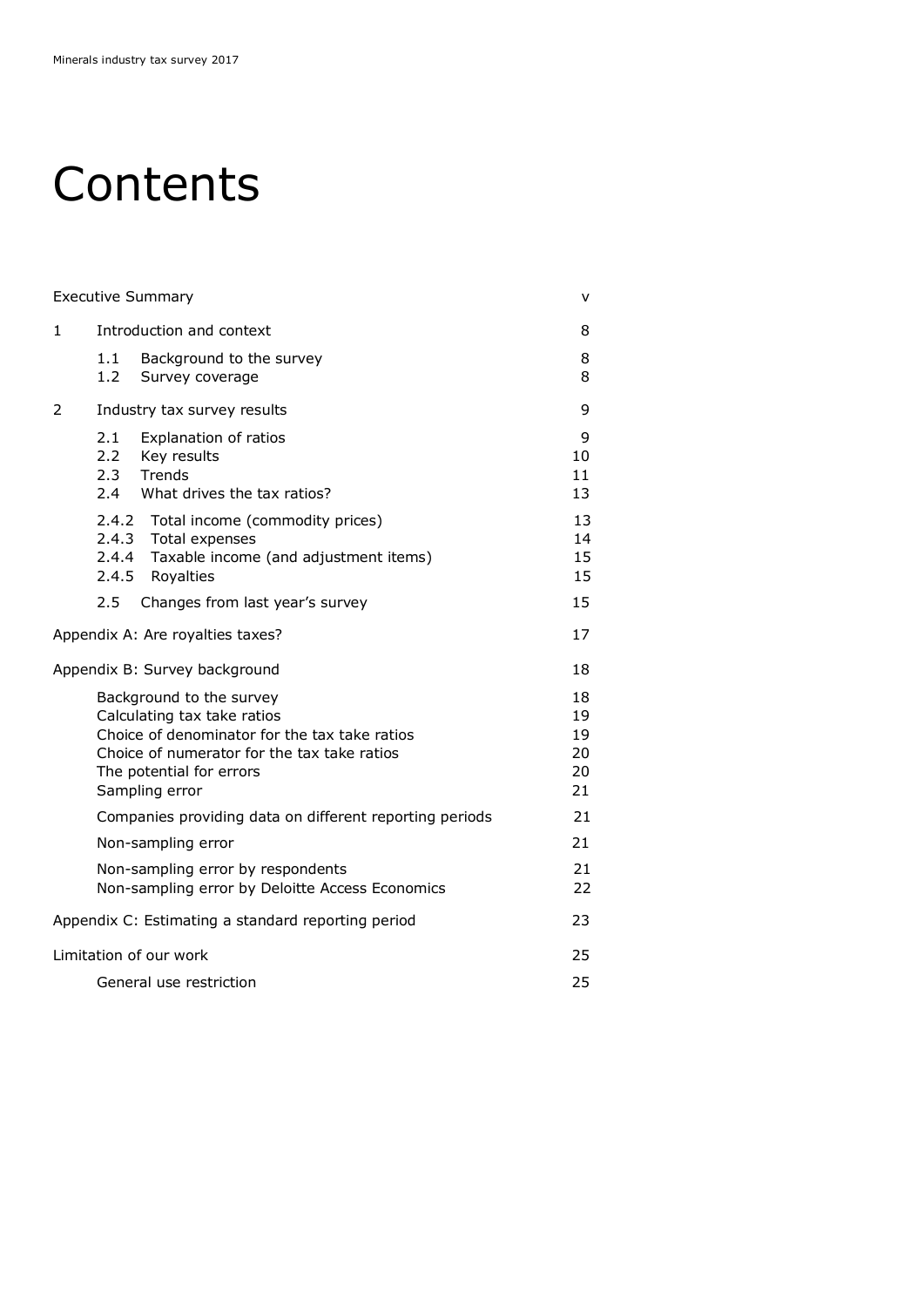# Contents

| | |
|---|---|
| Executive Summary | v |
| 1 Introduction and context | 8 |
| 1.1 Background to the survey | 8 |
| 1.2 Survey coverage | 8 |
| 2 Industry tax survey results | 9 |
| 2.1 Explanation of ratios | 9 |
| 2.2 Key results | 10 |
| 2.3 Trends | 11 |
| 2.4 What drives the tax ratios? | 13 |
| 2.4.2 Total income (commodity prices) | 13 |
| 2.4.3 Total expenses | 14 |
| 2.4.4 Taxable income (and adjustment items) | 15 |
| 2.4.5 Royalties | 15 |
| 2.5 Changes from last year's survey | 15 |
| Appendix A: Are royalties taxes? | 17 |
| Appendix B: Survey background | 18 |
| Background to the survey | 18 |
| Calculating tax take ratios | 19 |
| Choice of denominator for the tax take ratios | 19 |
| Choice of numerator for the tax take ratios | 20 |
| The potential for errors | 20 |
| Sampling error | 21 |
| Companies providing data on different reporting periods | 21 |
| Non-sampling error | 21 |
| Non-sampling error by respondents | 21 |
| Non-sampling error by Deloitte Access Economics | 22 |
| Appendix C: Estimating a standard reporting period | 23 |
| Limitation of our work | 25 |
| General use restriction | 25 |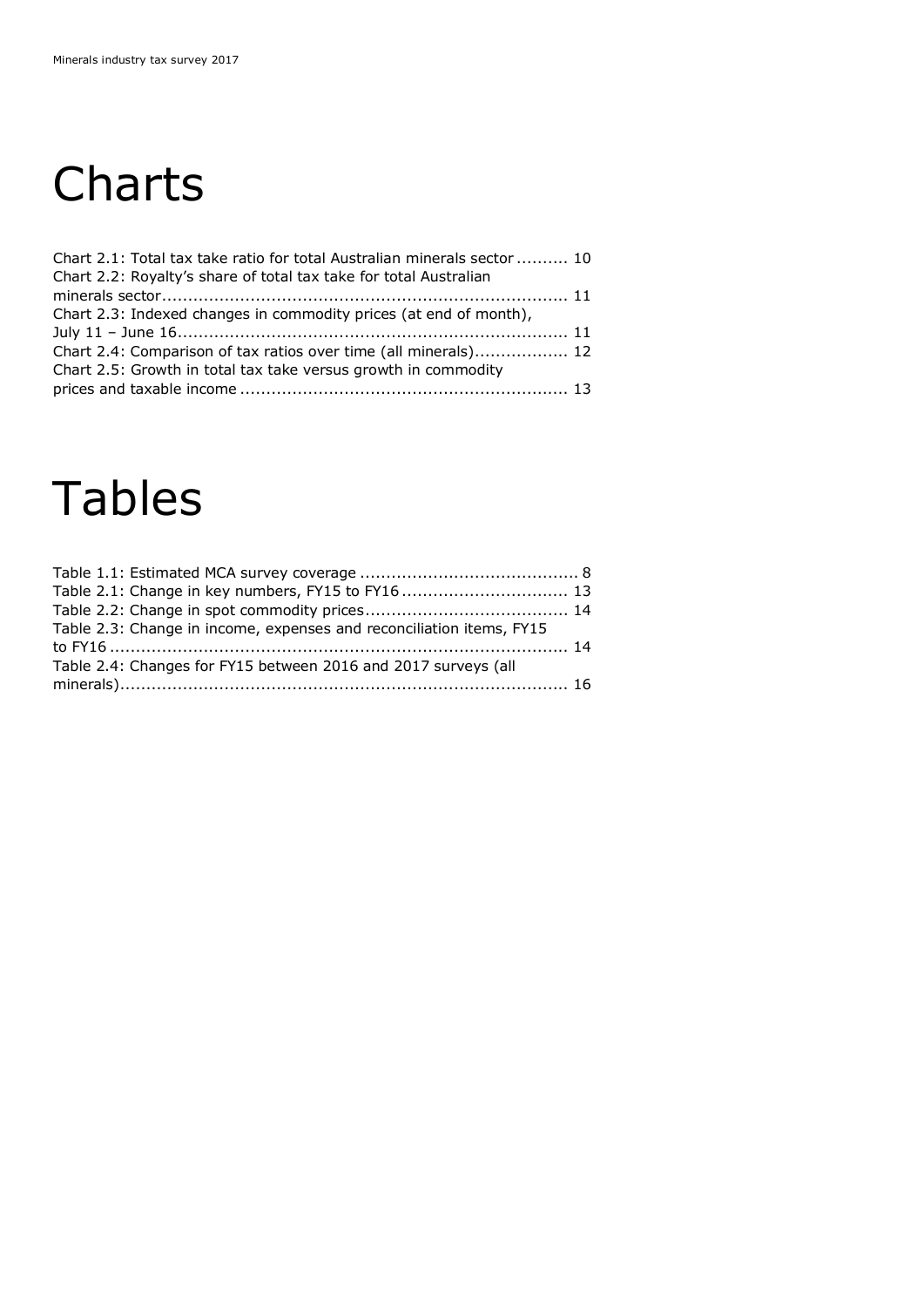# Charts

Chart 2.1: Total tax take ratio for total Australian minerals sector .......... 10
Chart 2.2: Royalty's share of total tax take for total Australian minerals sector.............................................................................. 11
Chart 2.3: Indexed changes in commodity prices (at end of month), July 11 – June 16.......................................................................... 11
Chart 2.4: Comparison of tax ratios over time (all minerals).................. 12
Chart 2.5: Growth in total tax take versus growth in commodity prices and taxable income .............................................................. 13

# Tables

Table 1.1: Estimated MCA survey coverage .......................................... 8
Table 2.1: Change in key numbers, FY15 to FY16 ................................ 13
Table 2.2: Change in spot commodity prices....................................... 14
Table 2.3: Change in income, expenses and reconciliation items, FY15 to FY16 ........................................................................................ 14
Table 2.4: Changes for FY15 between 2016 and 2017 surveys (all minerals)..................................................................................... 16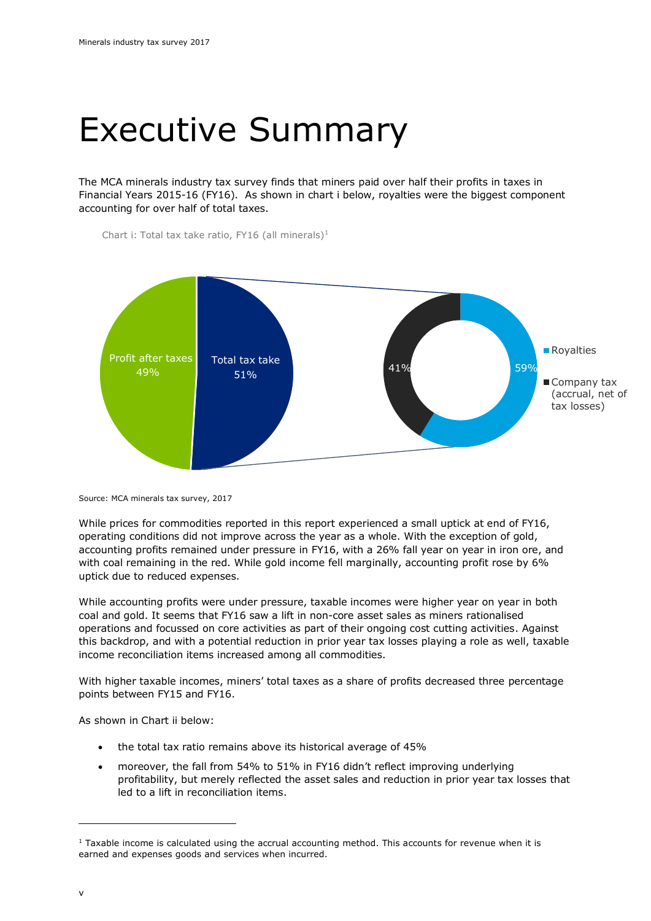# Executive Summary

The MCA minerals industry tax survey finds that miners paid over half their profits in taxes in Financial Years 2015-16 (FY16). As shown in chart i below, royalties were the biggest component accounting for over half of total taxes.

Chart i: Total tax take ratio, FY16 (all minerals)[1]

Profit after taxes 49%

Total tax take 51%

Royalties 59%

Company tax (accrual, net of tax losses) 41%

Source: MCA minerals tax survey, 2017

While prices for commodities reported in this report experienced a small uptick at end of FY16, operating conditions did not improve across the year as a whole. With the exception of gold, accounting profits remained under pressure in FY16, with a 26% fall year on year in iron ore, and with coal remaining in the red. While gold income fell marginally, accounting profit rose by 6% uptick due to reduced expenses.

While accounting profits were under pressure, taxable incomes were higher year on year in both coal and gold. It seems that FY16 saw a lift in non-core asset sales as miners rationalised operations and focussed on core activities as part of their ongoing cost cutting activities. Against this backdrop, and with a potential reduction in prior year tax losses playing a role as well, taxable income reconciliation items increased among all commodities.

With higher taxable incomes, miners' total taxes as a share of profits decreased three percentage points between FY15 and FY16.

As shown in Chart ii below:

- the total tax ratio remains above its historical average of 45%
- moreover, the fall from 54% to 51% in FY16 didn't reflect improving underlying profitability, but merely reflected the asset sales and reduction in prior year tax losses that led to a lift in reconciliation items.

[1] Taxable income is calculated using the accrual accounting method. This accounts for revenue when it is earned and expenses goods and services when incurred.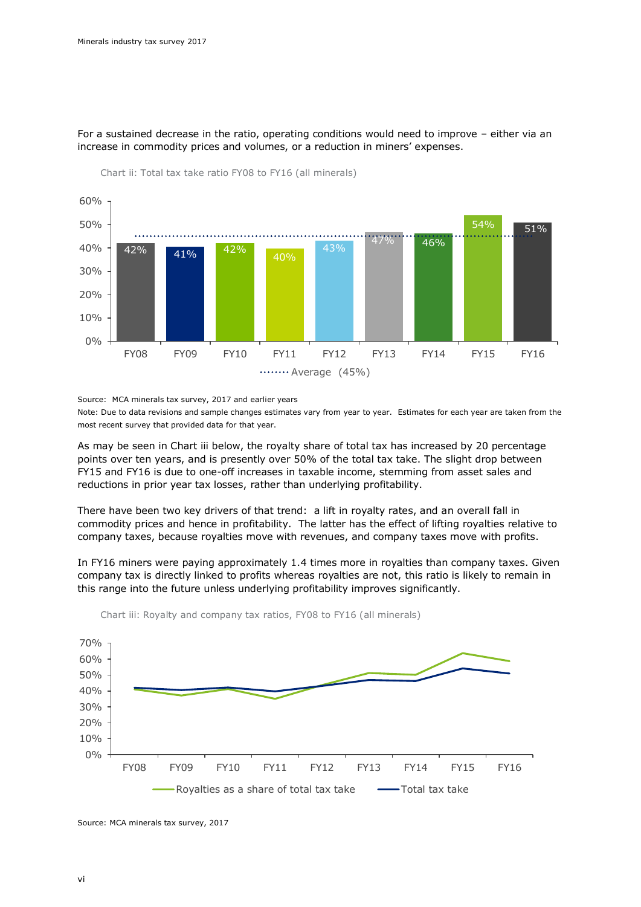For a sustained decrease in the ratio, operating conditions would need to improve – either via an increase in commodity prices and volumes, or a reduction in miners' expenses.

Chart ii: Total tax take ratio FY08 to FY16 (all minerals)

| Year | Total tax take ratio |
|---|---|
| FY08 | 42% |
| FY09 | 41% |
| FY10 | 42% |
| FY11 | 40% |
| FY12 | 43% |
| FY13 | 47% |
| FY14 | 46% |
| FY15 | 54% |
| FY16 | 51% |
| Average | 45% |

Source: MCA minerals tax survey, 2017 and earlier years

Note: Due to data revisions and sample changes estimates vary from year to year. Estimates for each year are taken from the most recent survey that provided data for that year.

As may be seen in Chart iii below, the royalty share of total tax has increased by 20 percentage points over ten years, and is presently over 50% of the total tax take. The slight drop between FY15 and FY16 is due to one-off increases in taxable income, stemming from asset sales and reductions in prior year tax losses, rather than underlying profitability.

There have been two key drivers of that trend: a lift in royalty rates, and an overall fall in commodity prices and hence in profitability. The latter has the effect of lifting royalties relative to company taxes, because royalties move with revenues, and company taxes move with profits.

In FY16 miners were paying approximately 1.4 times more in royalties than company taxes. Given company tax is directly linked to profits whereas royalties are not, this ratio is likely to remain in this range into the future unless underlying profitability improves significantly.

Chart iii: Royalty and company tax ratios, FY08 to FY16 (all minerals)

(Line chart: Royalties as a share of total tax take; Total tax take — FY08 to FY16, 0% to 70%)

Source: MCA minerals tax survey, 2017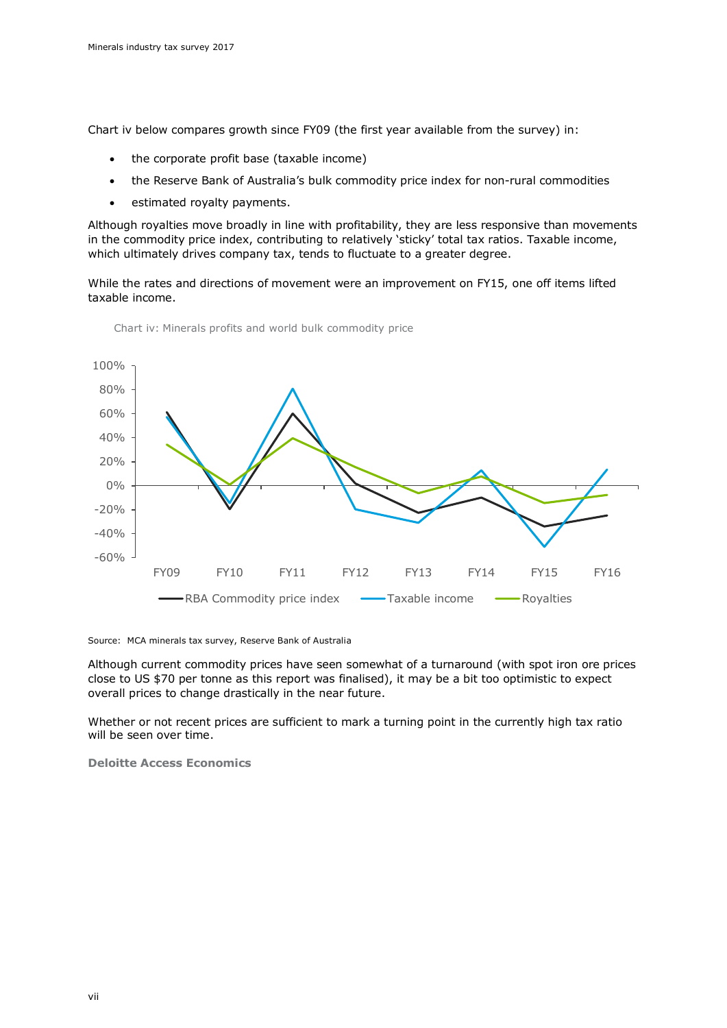Chart iv below compares growth since FY09 (the first year available from the survey) in:

- the corporate profit base (taxable income)
- the Reserve Bank of Australia's bulk commodity price index for non-rural commodities
- estimated royalty payments.

Although royalties move broadly in line with profitability, they are less responsive than movements in the commodity price index, contributing to relatively 'sticky' total tax ratios. Taxable income, which ultimately drives company tax, tends to fluctuate to a greater degree.

While the rates and directions of movement were an improvement on FY15, one off items lifted taxable income.

Chart iv: Minerals profits and world bulk commodity price

Source: MCA minerals tax survey, Reserve Bank of Australia

Although current commodity prices have seen somewhat of a turnaround (with spot iron ore prices close to US $70 per tonne as this report was finalised), it may be a bit too optimistic to expect overall prices to change drastically in the near future.

Whether or not recent prices are sufficient to mark a turning point in the currently high tax ratio will be seen over time.

**Deloitte Access Economics**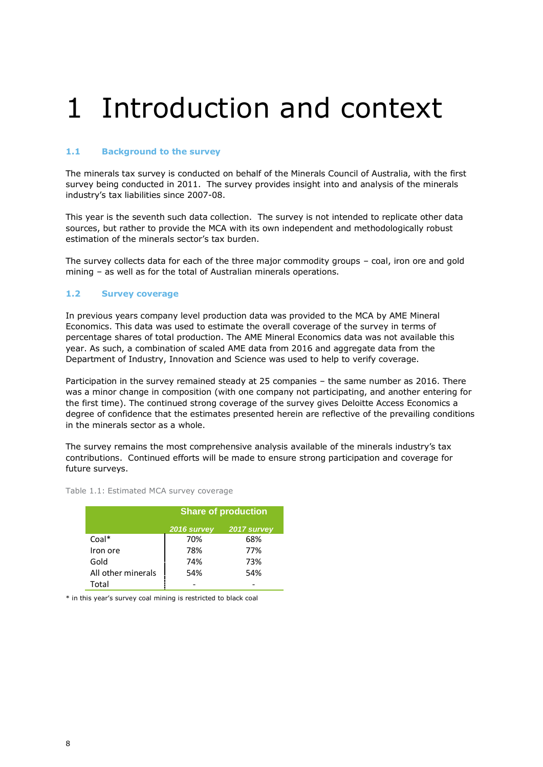# 1 Introduction and context

### 1.1 Background to the survey

The minerals tax survey is conducted on behalf of the Minerals Council of Australia, with the first survey being conducted in 2011. The survey provides insight into and analysis of the minerals industry's tax liabilities since 2007-08.

This year is the seventh such data collection. The survey is not intended to replicate other data sources, but rather to provide the MCA with its own independent and methodologically robust estimation of the minerals sector's tax burden.

The survey collects data for each of the three major commodity groups – coal, iron ore and gold mining – as well as for the total of Australian minerals operations.

### 1.2 Survey coverage

In previous years company level production data was provided to the MCA by AME Mineral Economics. This data was used to estimate the overall coverage of the survey in terms of percentage shares of total production. The AME Mineral Economics data was not available this year. As such, a combination of scaled AME data from 2016 and aggregate data from the Department of Industry, Innovation and Science was used to help to verify coverage.

Participation in the survey remained steady at 25 companies – the same number as 2016. There was a minor change in composition (with one company not participating, and another entering for the first time). The continued strong coverage of the survey gives Deloitte Access Economics a degree of confidence that the estimates presented herein are reflective of the prevailing conditions in the minerals sector as a whole.

The survey remains the most comprehensive analysis available of the minerals industry's tax contributions. Continued efforts will be made to ensure strong participation and coverage for future surveys.

Table 1.1: Estimated MCA survey coverage

| | Share of production | |
|---|---|---|
| | *2016 survey* | *2017 survey* |
| Coal* | 70% | 68% |
| Iron ore | 78% | 77% |
| Gold | 74% | 73% |
| All other minerals | 54% | 54% |
| Total | - | - |

* in this year's survey coal mining is restricted to black coal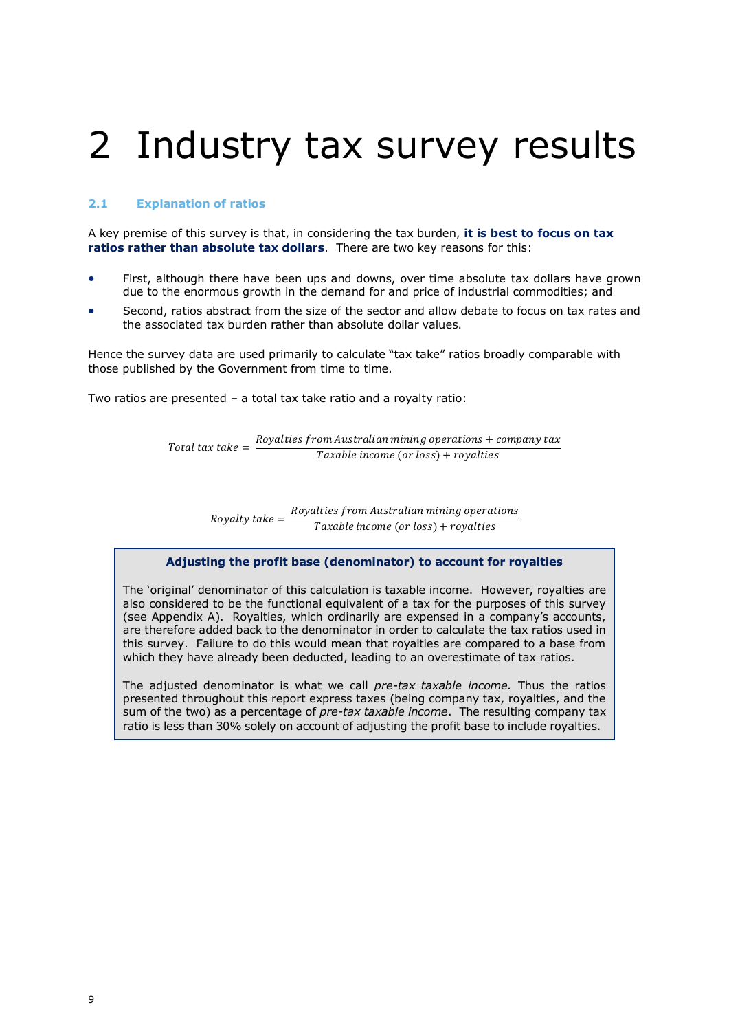# 2 Industry tax survey results

### 2.1 Explanation of ratios

A key premise of this survey is that, in considering the tax burden, **it is best to focus on tax ratios rather than absolute tax dollars**. There are two key reasons for this:

- First, although there have been ups and downs, over time absolute tax dollars have grown due to the enormous growth in the demand for and price of industrial commodities; and
- Second, ratios abstract from the size of the sector and allow debate to focus on tax rates and the associated tax burden rather than absolute dollar values.

Hence the survey data are used primarily to calculate "tax take" ratios broadly comparable with those published by the Government from time to time.

Two ratios are presented – a total tax take ratio and a royalty ratio:

$$Total\ tax\ take = \frac{Royalties\ from\ Australian\ mining\ operations + company\ tax}{Taxable\ income\ (or\ loss) + royalties}$$

$$Royalty\ take = \frac{Royalties\ from\ Australian\ mining\ operations}{Taxable\ income\ (or\ loss) + royalties}$$

**Adjusting the profit base (denominator) to account for royalties**

The 'original' denominator of this calculation is taxable income. However, royalties are also considered to be the functional equivalent of a tax for the purposes of this survey (see Appendix A). Royalties, which ordinarily are expensed in a company's accounts, are therefore added back to the denominator in order to calculate the tax ratios used in this survey. Failure to do this would mean that royalties are compared to a base from which they have already been deducted, leading to an overestimate of tax ratios.

The adjusted denominator is what we call *pre-tax taxable income.* Thus the ratios presented throughout this report express taxes (being company tax, royalties, and the sum of the two) as a percentage of *pre-tax taxable income*. The resulting company tax ratio is less than 30% solely on account of adjusting the profit base to include royalties.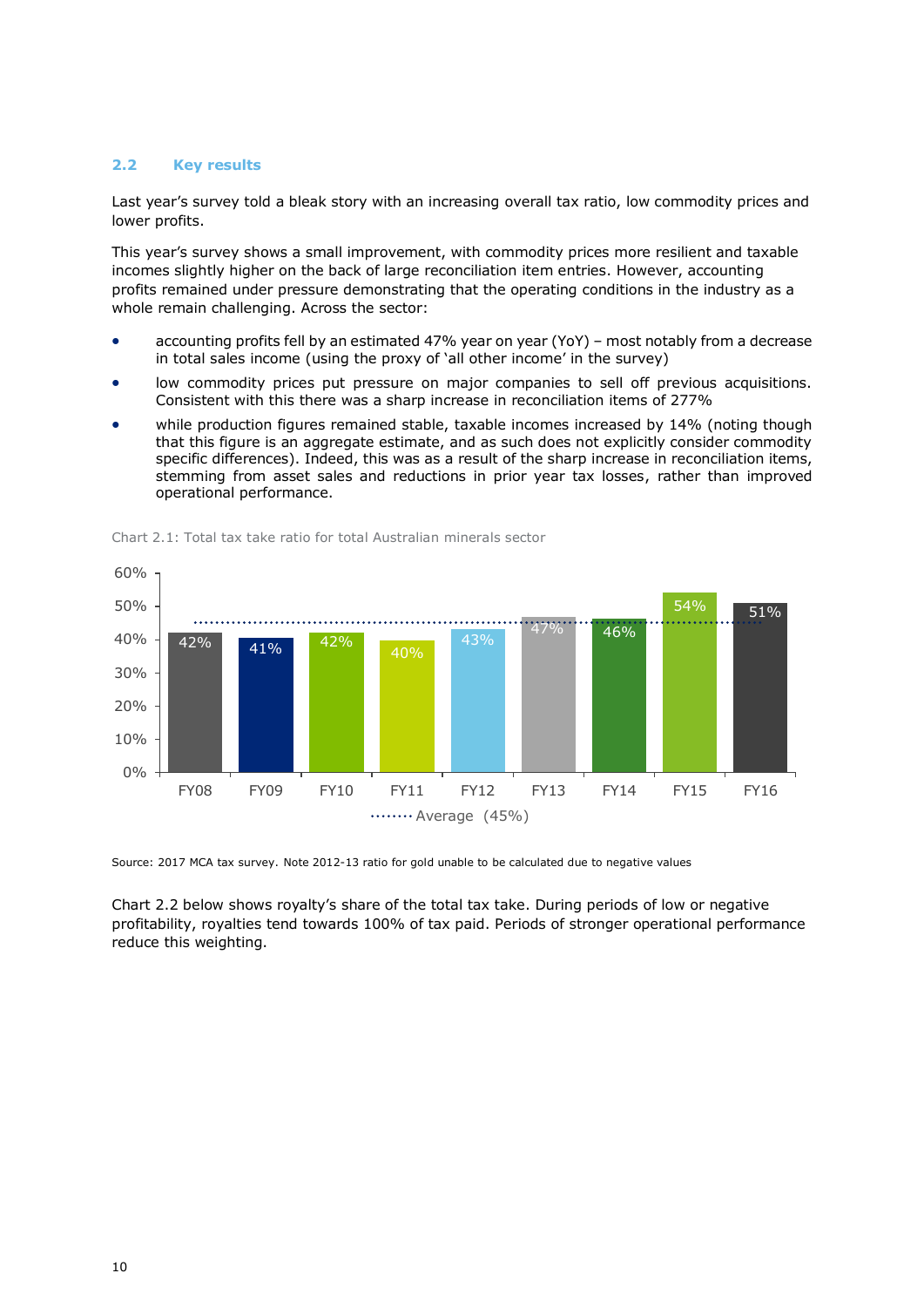## 2.2 Key results

Last year's survey told a bleak story with an increasing overall tax ratio, low commodity prices and lower profits.

This year's survey shows a small improvement, with commodity prices more resilient and taxable incomes slightly higher on the back of large reconciliation item entries. However, accounting profits remained under pressure demonstrating that the operating conditions in the industry as a whole remain challenging. Across the sector:

- accounting profits fell by an estimated 47% year on year (YoY) – most notably from a decrease in total sales income (using the proxy of 'all other income' in the survey)
- low commodity prices put pressure on major companies to sell off previous acquisitions. Consistent with this there was a sharp increase in reconciliation items of 277%
- while production figures remained stable, taxable incomes increased by 14% (noting though that this figure is an aggregate estimate, and as such does not explicitly consider commodity specific differences). Indeed, this was as a result of the sharp increase in reconciliation items, stemming from asset sales and reductions in prior year tax losses, rather than improved operational performance.

Chart 2.1: Total tax take ratio for total Australian minerals sector

| Year | Total tax take ratio |
|---|---|
| FY08 | 42% |
| FY09 | 41% |
| FY10 | 42% |
| FY11 | 40% |
| FY12 | 43% |
| FY13 | 47% |
| FY14 | 46% |
| FY15 | 54% |
| FY16 | 51% |

Average (45%)

Source: 2017 MCA tax survey. Note 2012-13 ratio for gold unable to be calculated due to negative values

Chart 2.2 below shows royalty's share of the total tax take. During periods of low or negative profitability, royalties tend towards 100% of tax paid. Periods of stronger operational performance reduce this weighting.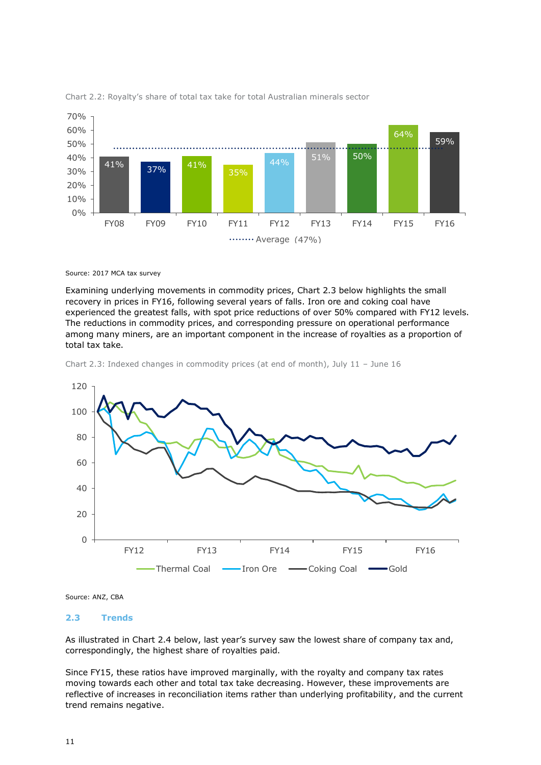Chart 2.2: Royalty's share of total tax take for total Australian minerals sector

| | FY08 | FY09 | FY10 | FY11 | FY12 | FY13 | FY14 | FY15 | FY16 |
|---|---|---|---|---|---|---|---|---|---|
| Royalty's share | 41% | 37% | 41% | 35% | 44% | 51% | 50% | 64% | 59% |

Average (47%)

Source: 2017 MCA tax survey

Examining underlying movements in commodity prices, Chart 2.3 below highlights the small recovery in prices in FY16, following several years of falls. Iron ore and coking coal have experienced the greatest falls, with spot price reductions of over 50% compared with FY12 levels. The reductions in commodity prices, and corresponding pressure on operational performance among many miners, are an important component in the increase of royalties as a proportion of total tax take.

Chart 2.3: Indexed changes in commodity prices (at end of month), July 11 – June 16

Legend: Thermal Coal, Iron Ore, Coking Coal, Gold

Source: ANZ, CBA

## 2.3 Trends

As illustrated in Chart 2.4 below, last year's survey saw the lowest share of company tax and, correspondingly, the highest share of royalties paid.

Since FY15, these ratios have improved marginally, with the royalty and company tax rates moving towards each other and total tax take decreasing. However, these improvements are reflective of increases in reconciliation items rather than underlying profitability, and the current trend remains negative.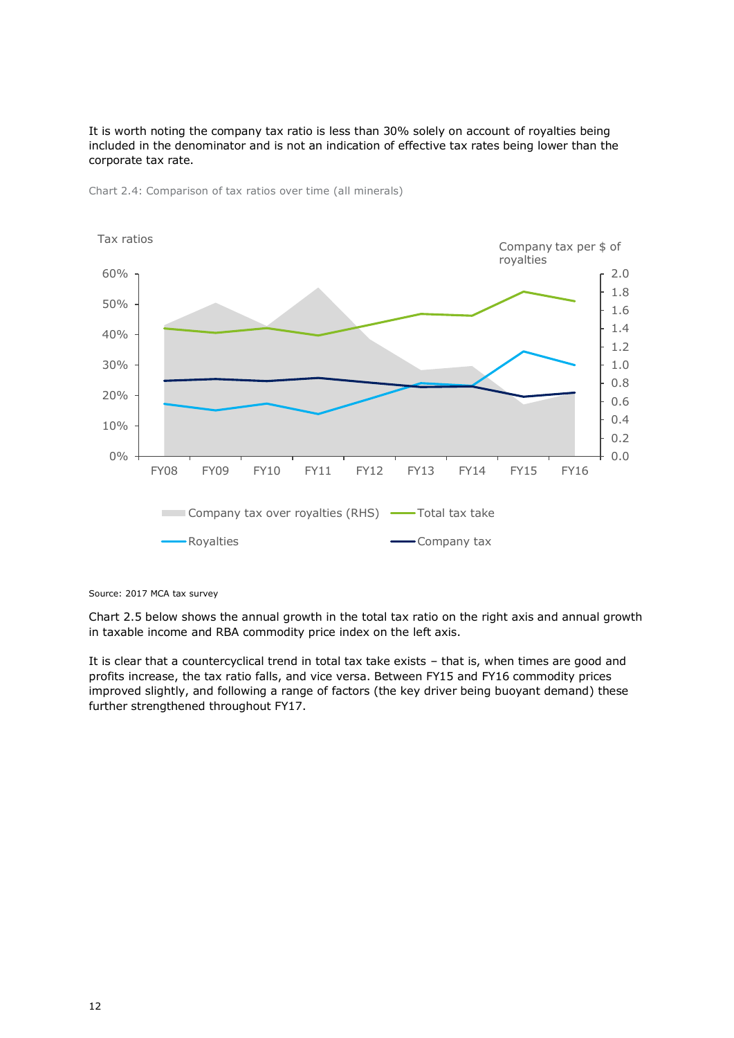It is worth noting the company tax ratio is less than 30% solely on account of royalties being included in the denominator and is not an indication of effective tax rates being lower than the corporate tax rate.

Chart 2.4: Comparison of tax ratios over time (all minerals)

Source: 2017 MCA tax survey

Chart 2.5 below shows the annual growth in the total tax ratio on the right axis and annual growth in taxable income and RBA commodity price index on the left axis.

It is clear that a countercyclical trend in total tax take exists – that is, when times are good and profits increase, the tax ratio falls, and vice versa. Between FY15 and FY16 commodity prices improved slightly, and following a range of factors (the key driver being buoyant demand) these further strengthened throughout FY17.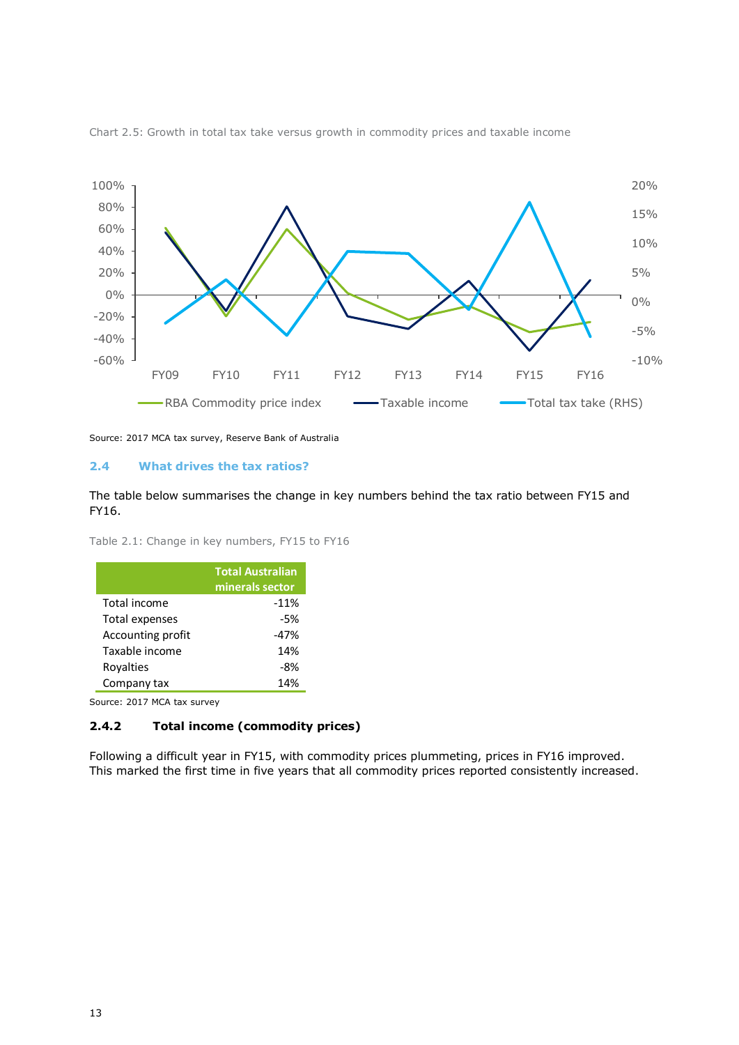Chart 2.5: Growth in total tax take versus growth in commodity prices and taxable income

Source: 2017 MCA tax survey, Reserve Bank of Australia

### 2.4 What drives the tax ratios?

The table below summarises the change in key numbers behind the tax ratio between FY15 and FY16.

Table 2.1: Change in key numbers, FY15 to FY16

| | Total Australian minerals sector |
|---|---|
| Total income | -11% |
| Total expenses | -5% |
| Accounting profit | -47% |
| Taxable income | 14% |
| Royalties | -8% |
| Company tax | 14% |

Source: 2017 MCA tax survey

#### 2.4.2 Total income (commodity prices)

Following a difficult year in FY15, with commodity prices plummeting, prices in FY16 improved. This marked the first time in five years that all commodity prices reported consistently increased.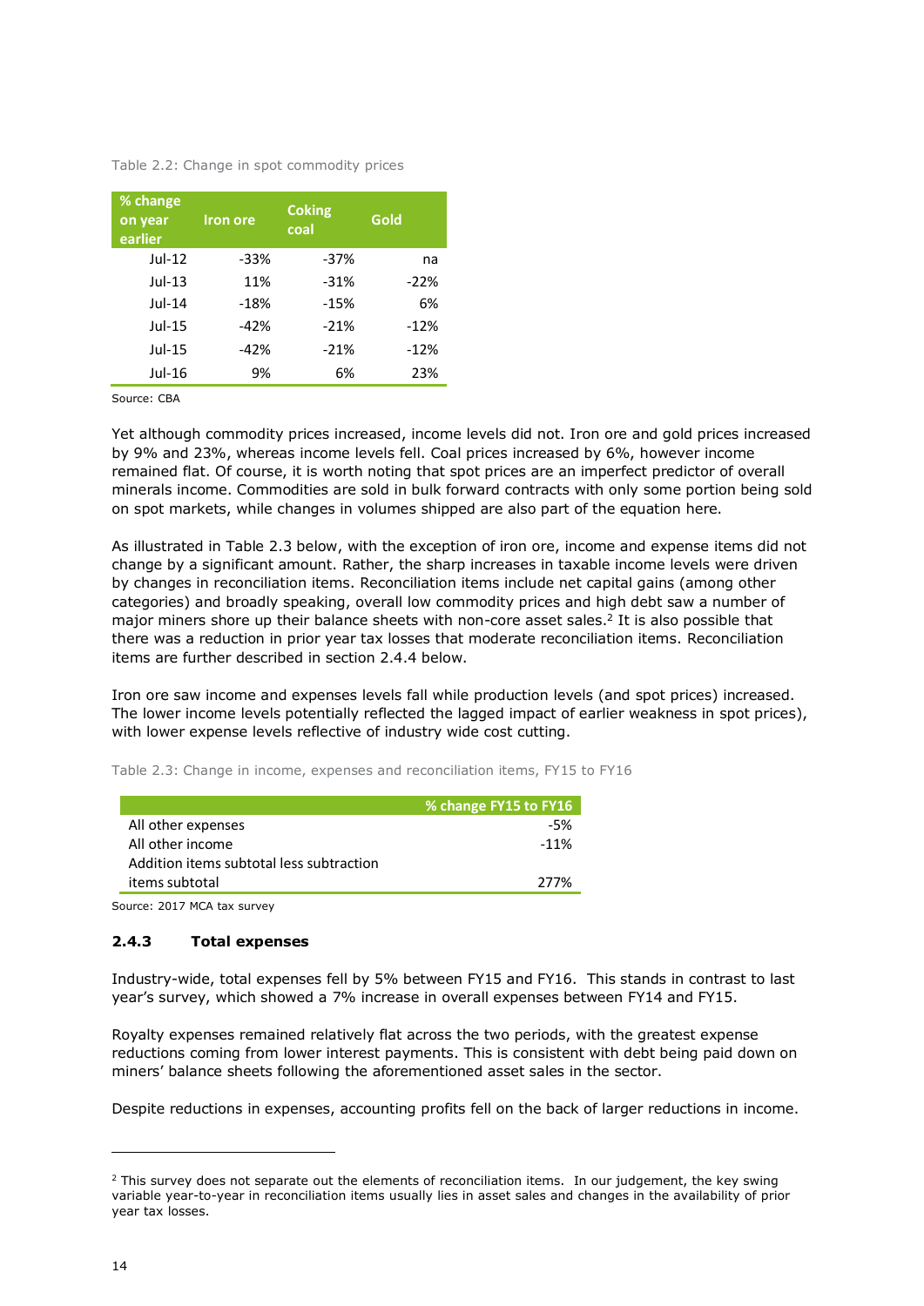Table 2.2: Change in spot commodity prices

| % change on year earlier | Iron ore | Coking coal | Gold |
|---|---|---|---|
| Jul-12 | -33% | -37% | na |
| Jul-13 | 11% | -31% | -22% |
| Jul-14 | -18% | -15% | 6% |
| Jul-15 | -42% | -21% | -12% |
| Jul-15 | -42% | -21% | -12% |
| Jul-16 | 9% | 6% | 23% |

Source: CBA

Yet although commodity prices increased, income levels did not. Iron ore and gold prices increased by 9% and 23%, whereas income levels fell. Coal prices increased by 6%, however income remained flat. Of course, it is worth noting that spot prices are an imperfect predictor of overall minerals income. Commodities are sold in bulk forward contracts with only some portion being sold on spot markets, while changes in volumes shipped are also part of the equation here.

As illustrated in Table 2.3 below, with the exception of iron ore, income and expense items did not change by a significant amount. Rather, the sharp increases in taxable income levels were driven by changes in reconciliation items. Reconciliation items include net capital gains (among other categories) and broadly speaking, overall low commodity prices and high debt saw a number of major miners shore up their balance sheets with non-core asset sales.[2] It is also possible that there was a reduction in prior year tax losses that moderate reconciliation items. Reconciliation items are further described in section 2.4.4 below.

Iron ore saw income and expenses levels fall while production levels (and spot prices) increased. The lower income levels potentially reflected the lagged impact of earlier weakness in spot prices), with lower expense levels reflective of industry wide cost cutting.

Table 2.3: Change in income, expenses and reconciliation items, FY15 to FY16

| | % change FY15 to FY16 |
|---|---|
| All other expenses | -5% |
| All other income | -11% |
| Addition items subtotal less subtraction items subtotal | 277% |

Source: 2017 MCA tax survey

### 2.4.3 Total expenses

Industry-wide, total expenses fell by 5% between FY15 and FY16. This stands in contrast to last year's survey, which showed a 7% increase in overall expenses between FY14 and FY15.

Royalty expenses remained relatively flat across the two periods, with the greatest expense reductions coming from lower interest payments. This is consistent with debt being paid down on miners' balance sheets following the aforementioned asset sales in the sector.

Despite reductions in expenses, accounting profits fell on the back of larger reductions in income.

[2] This survey does not separate out the elements of reconciliation items. In our judgement, the key swing variable year-to-year in reconciliation items usually lies in asset sales and changes in the availability of prior year tax losses.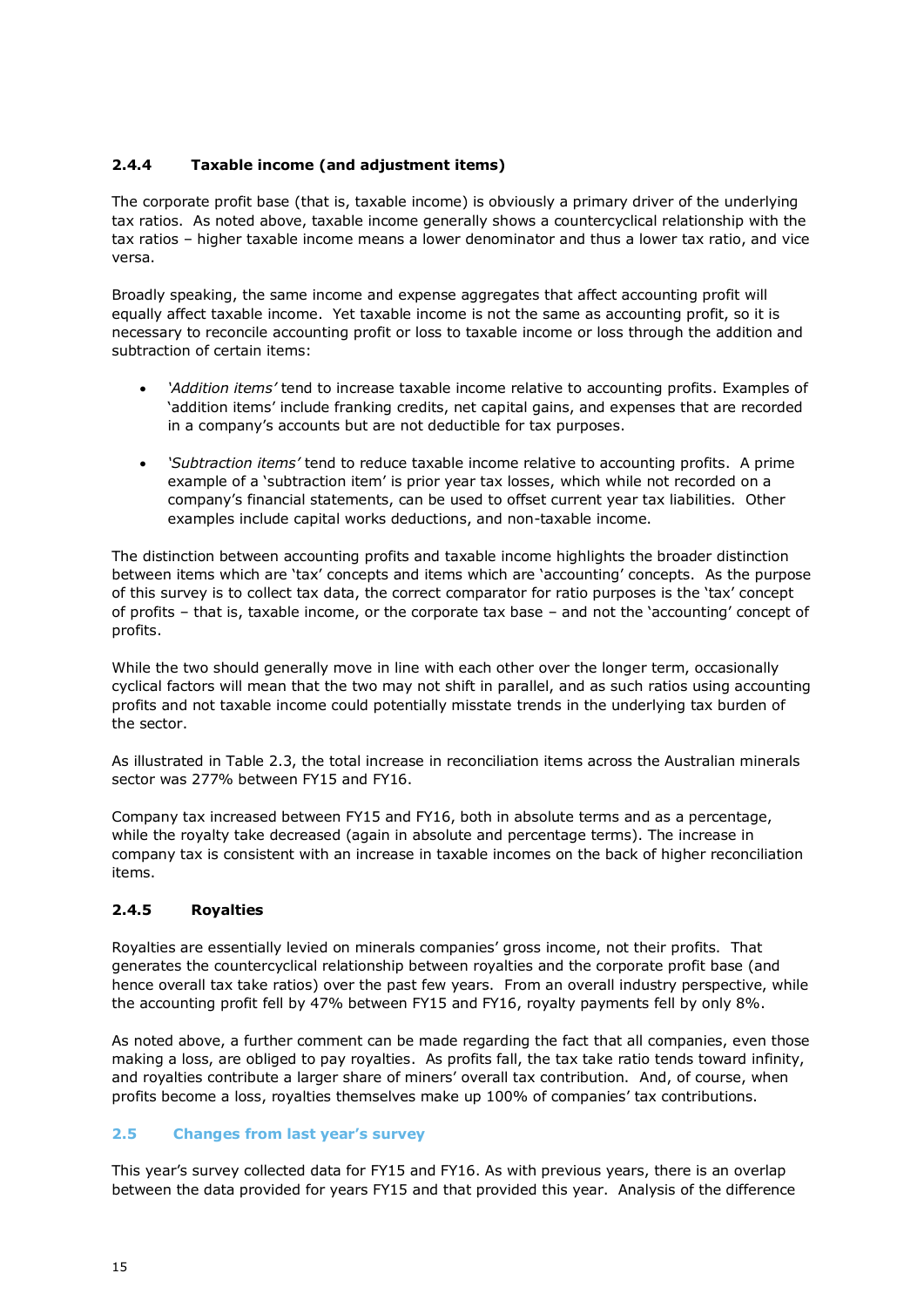#### 2.4.4 Taxable income (and adjustment items)

The corporate profit base (that is, taxable income) is obviously a primary driver of the underlying tax ratios. As noted above, taxable income generally shows a countercyclical relationship with the tax ratios – higher taxable income means a lower denominator and thus a lower tax ratio, and vice versa.

Broadly speaking, the same income and expense aggregates that affect accounting profit will equally affect taxable income. Yet taxable income is not the same as accounting profit, so it is necessary to reconcile accounting profit or loss to taxable income or loss through the addition and subtraction of certain items:

- *'Addition items'* tend to increase taxable income relative to accounting profits. Examples of 'addition items' include franking credits, net capital gains, and expenses that are recorded in a company's accounts but are not deductible for tax purposes.

- *'Subtraction items'* tend to reduce taxable income relative to accounting profits. A prime example of a 'subtraction item' is prior year tax losses, which while not recorded on a company's financial statements, can be used to offset current year tax liabilities. Other examples include capital works deductions, and non-taxable income.

The distinction between accounting profits and taxable income highlights the broader distinction between items which are 'tax' concepts and items which are 'accounting' concepts. As the purpose of this survey is to collect tax data, the correct comparator for ratio purposes is the 'tax' concept of profits – that is, taxable income, or the corporate tax base – and not the 'accounting' concept of profits.

While the two should generally move in line with each other over the longer term, occasionally cyclical factors will mean that the two may not shift in parallel, and as such ratios using accounting profits and not taxable income could potentially misstate trends in the underlying tax burden of the sector.

As illustrated in Table 2.3, the total increase in reconciliation items across the Australian minerals sector was 277% between FY15 and FY16.

Company tax increased between FY15 and FY16, both in absolute terms and as a percentage, while the royalty take decreased (again in absolute and percentage terms). The increase in company tax is consistent with an increase in taxable incomes on the back of higher reconciliation items.

#### 2.4.5 Royalties

Royalties are essentially levied on minerals companies' gross income, not their profits. That generates the countercyclical relationship between royalties and the corporate profit base (and hence overall tax take ratios) over the past few years. From an overall industry perspective, while the accounting profit fell by 47% between FY15 and FY16, royalty payments fell by only 8%.

As noted above, a further comment can be made regarding the fact that all companies, even those making a loss, are obliged to pay royalties. As profits fall, the tax take ratio tends toward infinity, and royalties contribute a larger share of miners' overall tax contribution. And, of course, when profits become a loss, royalties themselves make up 100% of companies' tax contributions.

### 2.5 Changes from last year's survey

This year's survey collected data for FY15 and FY16. As with previous years, there is an overlap between the data provided for years FY15 and that provided this year. Analysis of the difference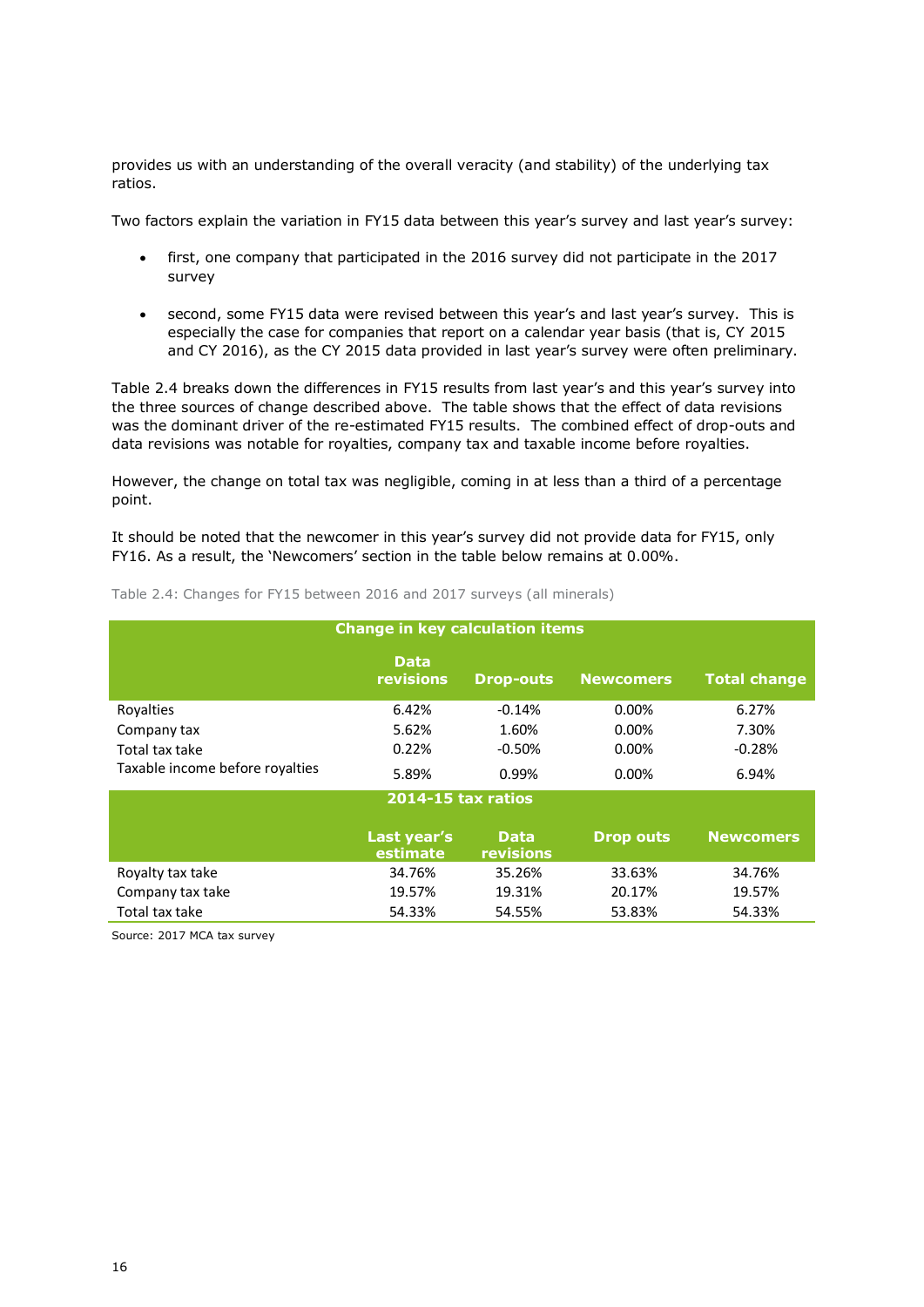provides us with an understanding of the overall veracity (and stability) of the underlying tax ratios.

Two factors explain the variation in FY15 data between this year's survey and last year's survey:

- first, one company that participated in the 2016 survey did not participate in the 2017 survey
- second, some FY15 data were revised between this year's and last year's survey. This is especially the case for companies that report on a calendar year basis (that is, CY 2015 and CY 2016), as the CY 2015 data provided in last year's survey were often preliminary.

Table 2.4 breaks down the differences in FY15 results from last year's and this year's survey into the three sources of change described above. The table shows that the effect of data revisions was the dominant driver of the re-estimated FY15 results. The combined effect of drop-outs and data revisions was notable for royalties, company tax and taxable income before royalties.

However, the change on total tax was negligible, coming in at less than a third of a percentage point.

It should be noted that the newcomer in this year's survey did not provide data for FY15, only FY16. As a result, the 'Newcomers' section in the table below remains at 0.00%.

Table 2.4: Changes for FY15 between 2016 and 2017 surveys (all minerals)

| Change in key calculation items | | | | |
|---|---|---|---|---|
| | Data revisions | Drop-outs | Newcomers | Total change |
| Royalties | 6.42% | -0.14% | 0.00% | 6.27% |
| Company tax | 5.62% | 1.60% | 0.00% | 7.30% |
| Total tax take | 0.22% | -0.50% | 0.00% | -0.28% |
| Taxable income before royalties | 5.89% | 0.99% | 0.00% | 6.94% |
| **2014-15 tax ratios** | | | | |
| | Last year's estimate | Data revisions | Drop outs | Newcomers |
| Royalty tax take | 34.76% | 35.26% | 33.63% | 34.76% |
| Company tax take | 19.57% | 19.31% | 20.17% | 19.57% |
| Total tax take | 54.33% | 54.55% | 53.83% | 54.33% |

Source: 2017 MCA tax survey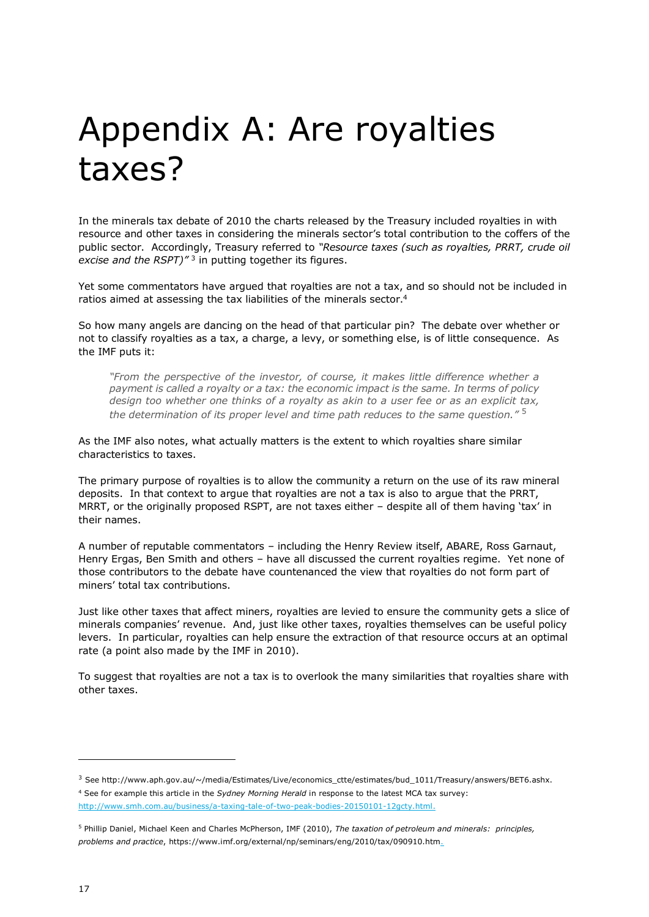# Appendix A: Are royalties taxes?

In the minerals tax debate of 2010 the charts released by the Treasury included royalties in with resource and other taxes in considering the minerals sector's total contribution to the coffers of the public sector. Accordingly, Treasury referred to *"Resource taxes (such as royalties, PRRT, crude oil excise and the RSPT)"* [3] in putting together its figures.

Yet some commentators have argued that royalties are not a tax, and so should not be included in ratios aimed at assessing the tax liabilities of the minerals sector.[4]

So how many angels are dancing on the head of that particular pin? The debate over whether or not to classify royalties as a tax, a charge, a levy, or something else, is of little consequence. As the IMF puts it:

> *"From the perspective of the investor, of course, it makes little difference whether a payment is called a royalty or a tax: the economic impact is the same. In terms of policy design too whether one thinks of a royalty as akin to a user fee or as an explicit tax, the determination of its proper level and time path reduces to the same question."* [5]

As the IMF also notes, what actually matters is the extent to which royalties share similar characteristics to taxes.

The primary purpose of royalties is to allow the community a return on the use of its raw mineral deposits. In that context to argue that royalties are not a tax is also to argue that the PRRT, MRRT, or the originally proposed RSPT, are not taxes either – despite all of them having 'tax' in their names.

A number of reputable commentators – including the Henry Review itself, ABARE, Ross Garnaut, Henry Ergas, Ben Smith and others – have all discussed the current royalties regime. Yet none of those contributors to the debate have countenanced the view that royalties do not form part of miners' total tax contributions.

Just like other taxes that affect miners, royalties are levied to ensure the community gets a slice of minerals companies' revenue. And, just like other taxes, royalties themselves can be useful policy levers. In particular, royalties can help ensure the extraction of that resource occurs at an optimal rate (a point also made by the IMF in 2010).

To suggest that royalties are not a tax is to overlook the many similarities that royalties share with other taxes.

---

[3] See http://www.aph.gov.au/~/media/Estimates/Live/economics_ctte/estimates/bud_1011/Treasury/answers/BET6.ashx.

[4] See for example this article in the *Sydney Morning Herald* in response to the latest MCA tax survey: http://www.smh.com.au/business/a-taxing-tale-of-two-peak-bodies-20150101-12gcty.html.

[5] Phillip Daniel, Michael Keen and Charles McPherson, IMF (2010), *The taxation of petroleum and minerals: principles, problems and practice*, https://www.imf.org/external/np/seminars/eng/2010/tax/090910.htm.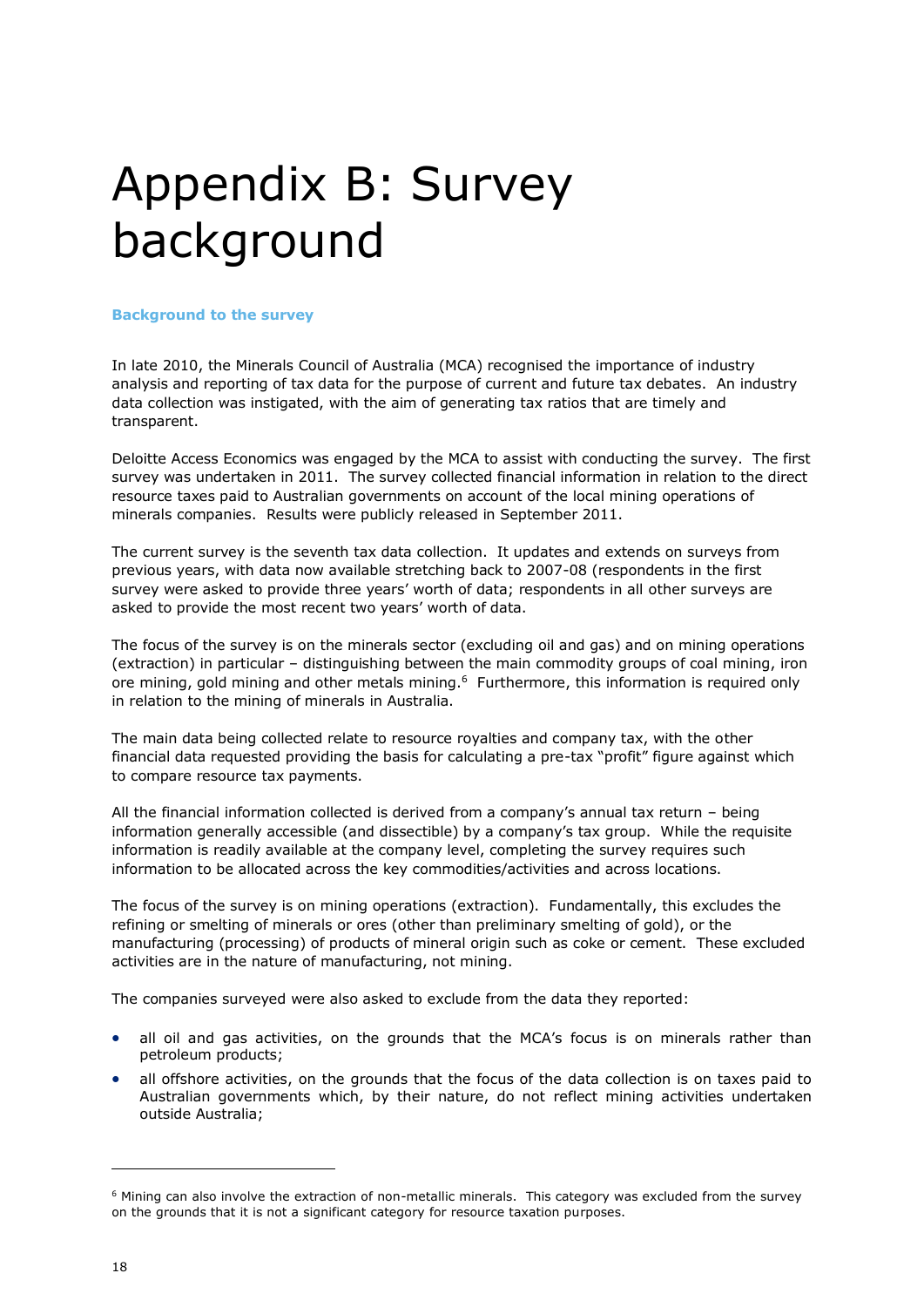# Appendix B: Survey background

### Background to the survey

In late 2010, the Minerals Council of Australia (MCA) recognised the importance of industry analysis and reporting of tax data for the purpose of current and future tax debates. An industry data collection was instigated, with the aim of generating tax ratios that are timely and transparent.

Deloitte Access Economics was engaged by the MCA to assist with conducting the survey. The first survey was undertaken in 2011. The survey collected financial information in relation to the direct resource taxes paid to Australian governments on account of the local mining operations of minerals companies. Results were publicly released in September 2011.

The current survey is the seventh tax data collection. It updates and extends on surveys from previous years, with data now available stretching back to 2007-08 (respondents in the first survey were asked to provide three years' worth of data; respondents in all other surveys are asked to provide the most recent two years' worth of data.

The focus of the survey is on the minerals sector (excluding oil and gas) and on mining operations (extraction) in particular – distinguishing between the main commodity groups of coal mining, iron ore mining, gold mining and other metals mining.[6] Furthermore, this information is required only in relation to the mining of minerals in Australia.

The main data being collected relate to resource royalties and company tax, with the other financial data requested providing the basis for calculating a pre-tax "profit" figure against which to compare resource tax payments.

All the financial information collected is derived from a company's annual tax return – being information generally accessible (and dissectible) by a company's tax group. While the requisite information is readily available at the company level, completing the survey requires such information to be allocated across the key commodities/activities and across locations.

The focus of the survey is on mining operations (extraction). Fundamentally, this excludes the refining or smelting of minerals or ores (other than preliminary smelting of gold), or the manufacturing (processing) of products of mineral origin such as coke or cement. These excluded activities are in the nature of manufacturing, not mining.

The companies surveyed were also asked to exclude from the data they reported:

- all oil and gas activities, on the grounds that the MCA's focus is on minerals rather than petroleum products;
- all offshore activities, on the grounds that the focus of the data collection is on taxes paid to Australian governments which, by their nature, do not reflect mining activities undertaken outside Australia;

[6] Mining can also involve the extraction of non-metallic minerals. This category was excluded from the survey on the grounds that it is not a significant category for resource taxation purposes.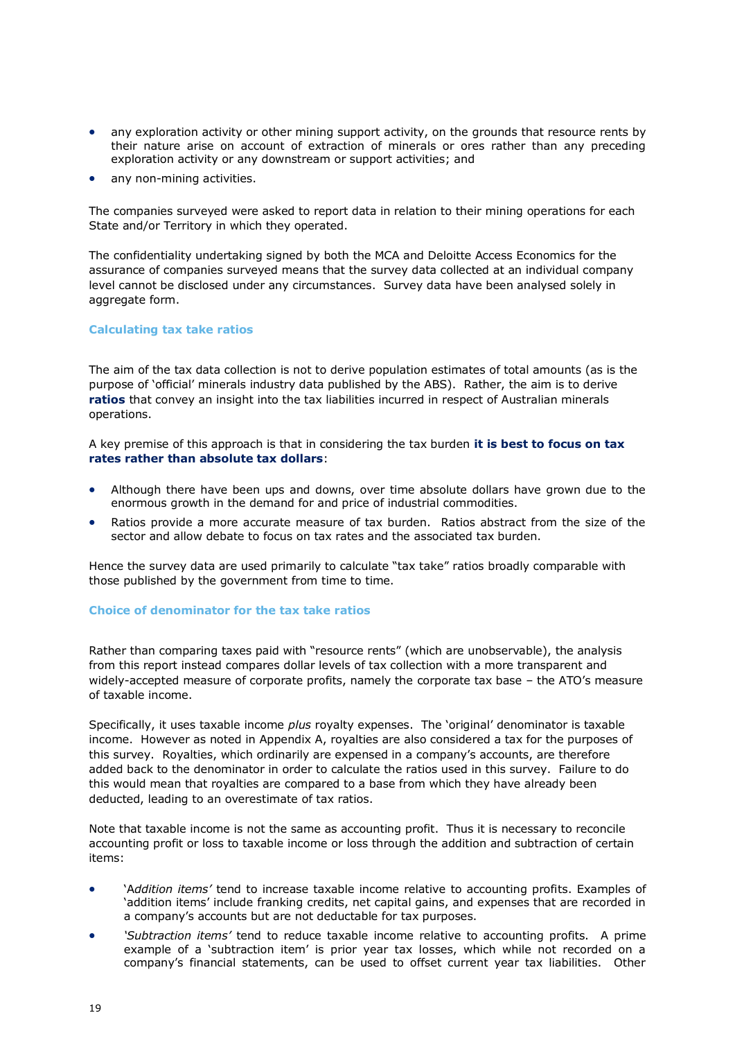- any exploration activity or other mining support activity, on the grounds that resource rents by their nature arise on account of extraction of minerals or ores rather than any preceding exploration activity or any downstream or support activities; and
- any non-mining activities.

The companies surveyed were asked to report data in relation to their mining operations for each State and/or Territory in which they operated.

The confidentiality undertaking signed by both the MCA and Deloitte Access Economics for the assurance of companies surveyed means that the survey data collected at an individual company level cannot be disclosed under any circumstances. Survey data have been analysed solely in aggregate form.

### Calculating tax take ratios

The aim of the tax data collection is not to derive population estimates of total amounts (as is the purpose of 'official' minerals industry data published by the ABS). Rather, the aim is to derive **ratios** that convey an insight into the tax liabilities incurred in respect of Australian minerals operations.

A key premise of this approach is that in considering the tax burden **it is best to focus on tax rates rather than absolute tax dollars**:

- Although there have been ups and downs, over time absolute dollars have grown due to the enormous growth in the demand for and price of industrial commodities.
- Ratios provide a more accurate measure of tax burden. Ratios abstract from the size of the sector and allow debate to focus on tax rates and the associated tax burden.

Hence the survey data are used primarily to calculate "tax take" ratios broadly comparable with those published by the government from time to time.

### Choice of denominator for the tax take ratios

Rather than comparing taxes paid with "resource rents" (which are unobservable), the analysis from this report instead compares dollar levels of tax collection with a more transparent and widely-accepted measure of corporate profits, namely the corporate tax base – the ATO's measure of taxable income.

Specifically, it uses taxable income *plus* royalty expenses. The 'original' denominator is taxable income. However as noted in Appendix A, royalties are also considered a tax for the purposes of this survey. Royalties, which ordinarily are expensed in a company's accounts, are therefore added back to the denominator in order to calculate the ratios used in this survey. Failure to do this would mean that royalties are compared to a base from which they have already been deducted, leading to an overestimate of tax ratios.

Note that taxable income is not the same as accounting profit. Thus it is necessary to reconcile accounting profit or loss to taxable income or loss through the addition and subtraction of certain items:

- '*Addition items'* tend to increase taxable income relative to accounting profits. Examples of 'addition items' include franking credits, net capital gains, and expenses that are recorded in a company's accounts but are not deductable for tax purposes.
- *'Subtraction items'* tend to reduce taxable income relative to accounting profits. A prime example of a 'subtraction item' is prior year tax losses, which while not recorded on a company's financial statements, can be used to offset current year tax liabilities. Other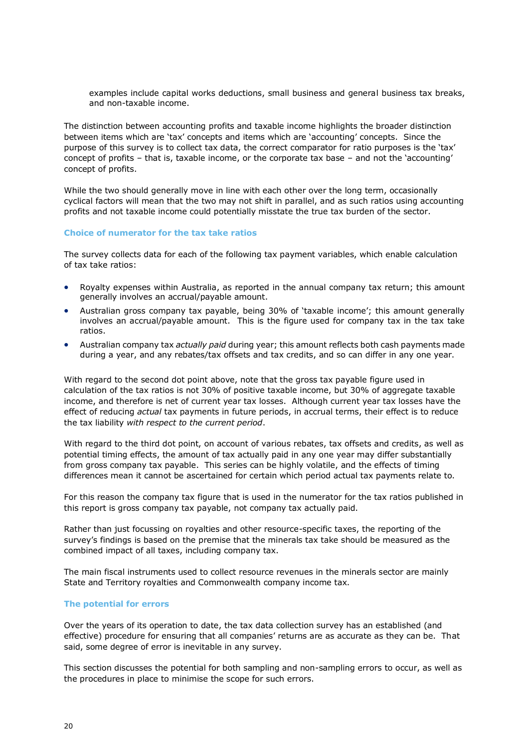examples include capital works deductions, small business and general business tax breaks, and non-taxable income.

The distinction between accounting profits and taxable income highlights the broader distinction between items which are 'tax' concepts and items which are 'accounting' concepts. Since the purpose of this survey is to collect tax data, the correct comparator for ratio purposes is the 'tax' concept of profits – that is, taxable income, or the corporate tax base – and not the 'accounting' concept of profits.

While the two should generally move in line with each other over the long term, occasionally cyclical factors will mean that the two may not shift in parallel, and as such ratios using accounting profits and not taxable income could potentially misstate the true tax burden of the sector.

### Choice of numerator for the tax take ratios

The survey collects data for each of the following tax payment variables, which enable calculation of tax take ratios:

- Royalty expenses within Australia, as reported in the annual company tax return; this amount generally involves an accrual/payable amount.
- Australian gross company tax payable, being 30% of 'taxable income'; this amount generally involves an accrual/payable amount. This is the figure used for company tax in the tax take ratios.
- Australian company tax *actually paid* during year; this amount reflects both cash payments made during a year, and any rebates/tax offsets and tax credits, and so can differ in any one year.

With regard to the second dot point above, note that the gross tax payable figure used in calculation of the tax ratios is not 30% of positive taxable income, but 30% of aggregate taxable income, and therefore is net of current year tax losses. Although current year tax losses have the effect of reducing *actual* tax payments in future periods, in accrual terms, their effect is to reduce the tax liability *with respect to the current period*.

With regard to the third dot point, on account of various rebates, tax offsets and credits, as well as potential timing effects, the amount of tax actually paid in any one year may differ substantially from gross company tax payable. This series can be highly volatile, and the effects of timing differences mean it cannot be ascertained for certain which period actual tax payments relate to.

For this reason the company tax figure that is used in the numerator for the tax ratios published in this report is gross company tax payable, not company tax actually paid.

Rather than just focussing on royalties and other resource-specific taxes, the reporting of the survey's findings is based on the premise that the minerals tax take should be measured as the combined impact of all taxes, including company tax.

The main fiscal instruments used to collect resource revenues in the minerals sector are mainly State and Territory royalties and Commonwealth company income tax.

### The potential for errors

Over the years of its operation to date, the tax data collection survey has an established (and effective) procedure for ensuring that all companies' returns are as accurate as they can be. That said, some degree of error is inevitable in any survey.

This section discusses the potential for both sampling and non-sampling errors to occur, as well as the procedures in place to minimise the scope for such errors.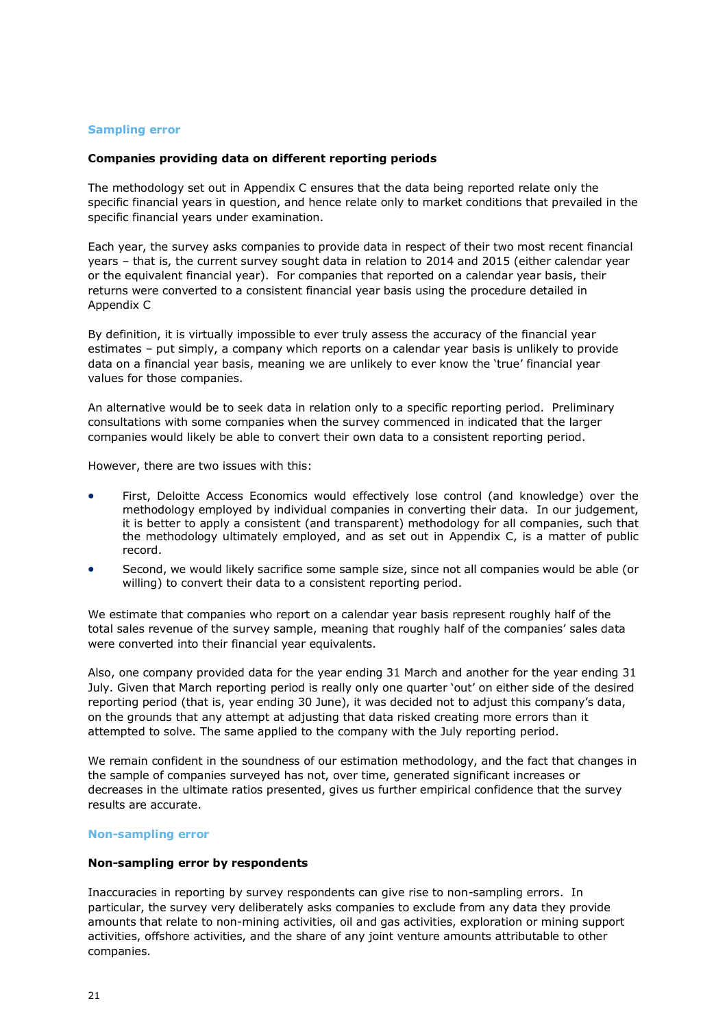## Sampling error

### Companies providing data on different reporting periods

The methodology set out in Appendix C ensures that the data being reported relate only the specific financial years in question, and hence relate only to market conditions that prevailed in the specific financial years under examination.

Each year, the survey asks companies to provide data in respect of their two most recent financial years – that is, the current survey sought data in relation to 2014 and 2015 (either calendar year or the equivalent financial year). For companies that reported on a calendar year basis, their returns were converted to a consistent financial year basis using the procedure detailed in Appendix C

By definition, it is virtually impossible to ever truly assess the accuracy of the financial year estimates – put simply, a company which reports on a calendar year basis is unlikely to provide data on a financial year basis, meaning we are unlikely to ever know the 'true' financial year values for those companies.

An alternative would be to seek data in relation only to a specific reporting period. Preliminary consultations with some companies when the survey commenced in indicated that the larger companies would likely be able to convert their own data to a consistent reporting period.

However, there are two issues with this:

- First, Deloitte Access Economics would effectively lose control (and knowledge) over the methodology employed by individual companies in converting their data. In our judgement, it is better to apply a consistent (and transparent) methodology for all companies, such that the methodology ultimately employed, and as set out in Appendix C, is a matter of public record.
- Second, we would likely sacrifice some sample size, since not all companies would be able (or willing) to convert their data to a consistent reporting period.

We estimate that companies who report on a calendar year basis represent roughly half of the total sales revenue of the survey sample, meaning that roughly half of the companies' sales data were converted into their financial year equivalents.

Also, one company provided data for the year ending 31 March and another for the year ending 31 July. Given that March reporting period is really only one quarter 'out' on either side of the desired reporting period (that is, year ending 30 June), it was decided not to adjust this company's data, on the grounds that any attempt at adjusting that data risked creating more errors than it attempted to solve. The same applied to the company with the July reporting period.

We remain confident in the soundness of our estimation methodology, and the fact that changes in the sample of companies surveyed has not, over time, generated significant increases or decreases in the ultimate ratios presented, gives us further empirical confidence that the survey results are accurate.

## Non-sampling error

### Non-sampling error by respondents

Inaccuracies in reporting by survey respondents can give rise to non-sampling errors. In particular, the survey very deliberately asks companies to exclude from any data they provide amounts that relate to non-mining activities, oil and gas activities, exploration or mining support activities, offshore activities, and the share of any joint venture amounts attributable to other companies.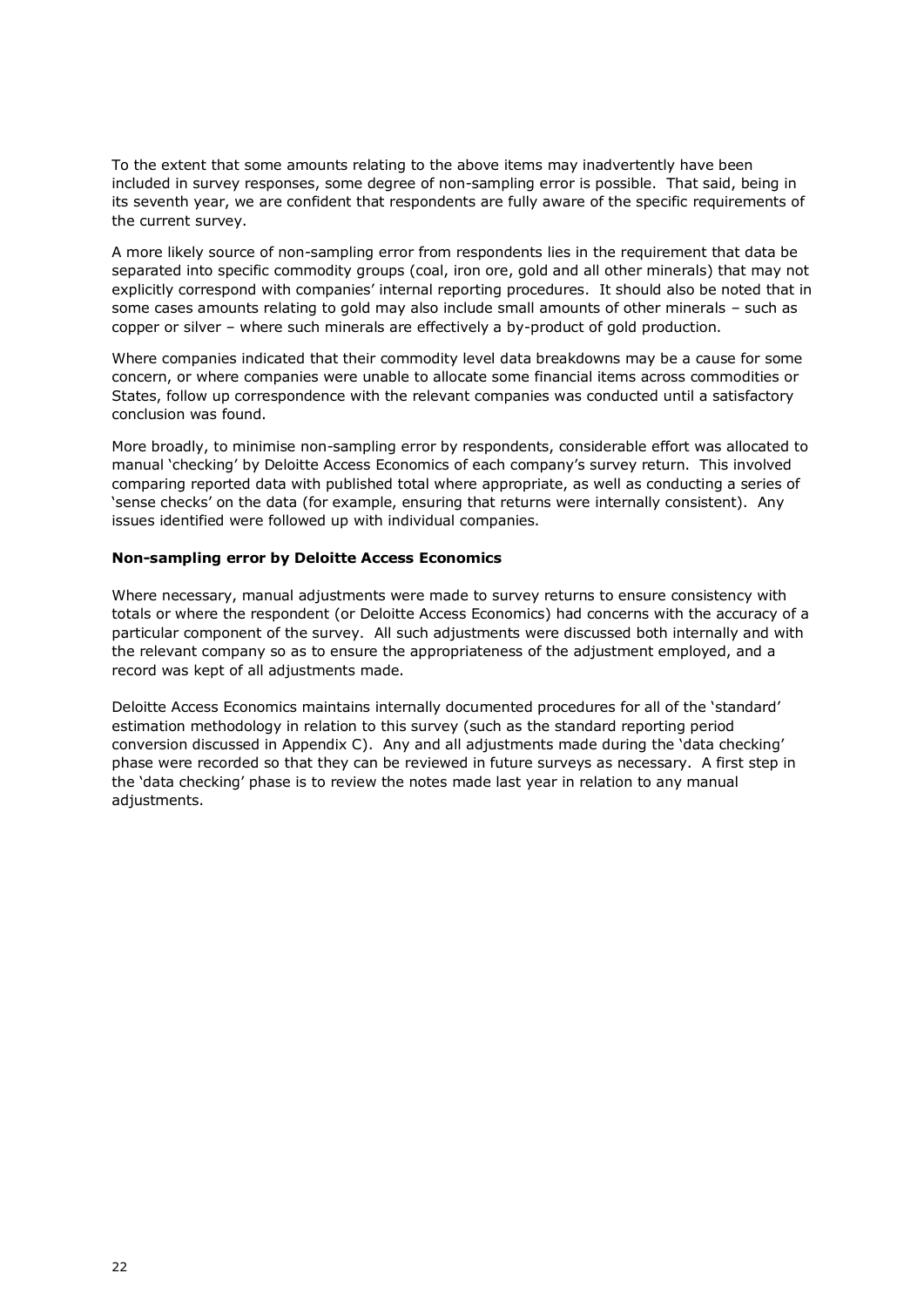To the extent that some amounts relating to the above items may inadvertently have been included in survey responses, some degree of non-sampling error is possible. That said, being in its seventh year, we are confident that respondents are fully aware of the specific requirements of the current survey.

A more likely source of non-sampling error from respondents lies in the requirement that data be separated into specific commodity groups (coal, iron ore, gold and all other minerals) that may not explicitly correspond with companies' internal reporting procedures. It should also be noted that in some cases amounts relating to gold may also include small amounts of other minerals – such as copper or silver – where such minerals are effectively a by-product of gold production.

Where companies indicated that their commodity level data breakdowns may be a cause for some concern, or where companies were unable to allocate some financial items across commodities or States, follow up correspondence with the relevant companies was conducted until a satisfactory conclusion was found.

More broadly, to minimise non-sampling error by respondents, considerable effort was allocated to manual 'checking' by Deloitte Access Economics of each company's survey return. This involved comparing reported data with published total where appropriate, as well as conducting a series of 'sense checks' on the data (for example, ensuring that returns were internally consistent). Any issues identified were followed up with individual companies.

**Non-sampling error by Deloitte Access Economics**

Where necessary, manual adjustments were made to survey returns to ensure consistency with totals or where the respondent (or Deloitte Access Economics) had concerns with the accuracy of a particular component of the survey. All such adjustments were discussed both internally and with the relevant company so as to ensure the appropriateness of the adjustment employed, and a record was kept of all adjustments made.

Deloitte Access Economics maintains internally documented procedures for all of the 'standard' estimation methodology in relation to this survey (such as the standard reporting period conversion discussed in Appendix C). Any and all adjustments made during the 'data checking' phase were recorded so that they can be reviewed in future surveys as necessary. A first step in the 'data checking' phase is to review the notes made last year in relation to any manual adjustments.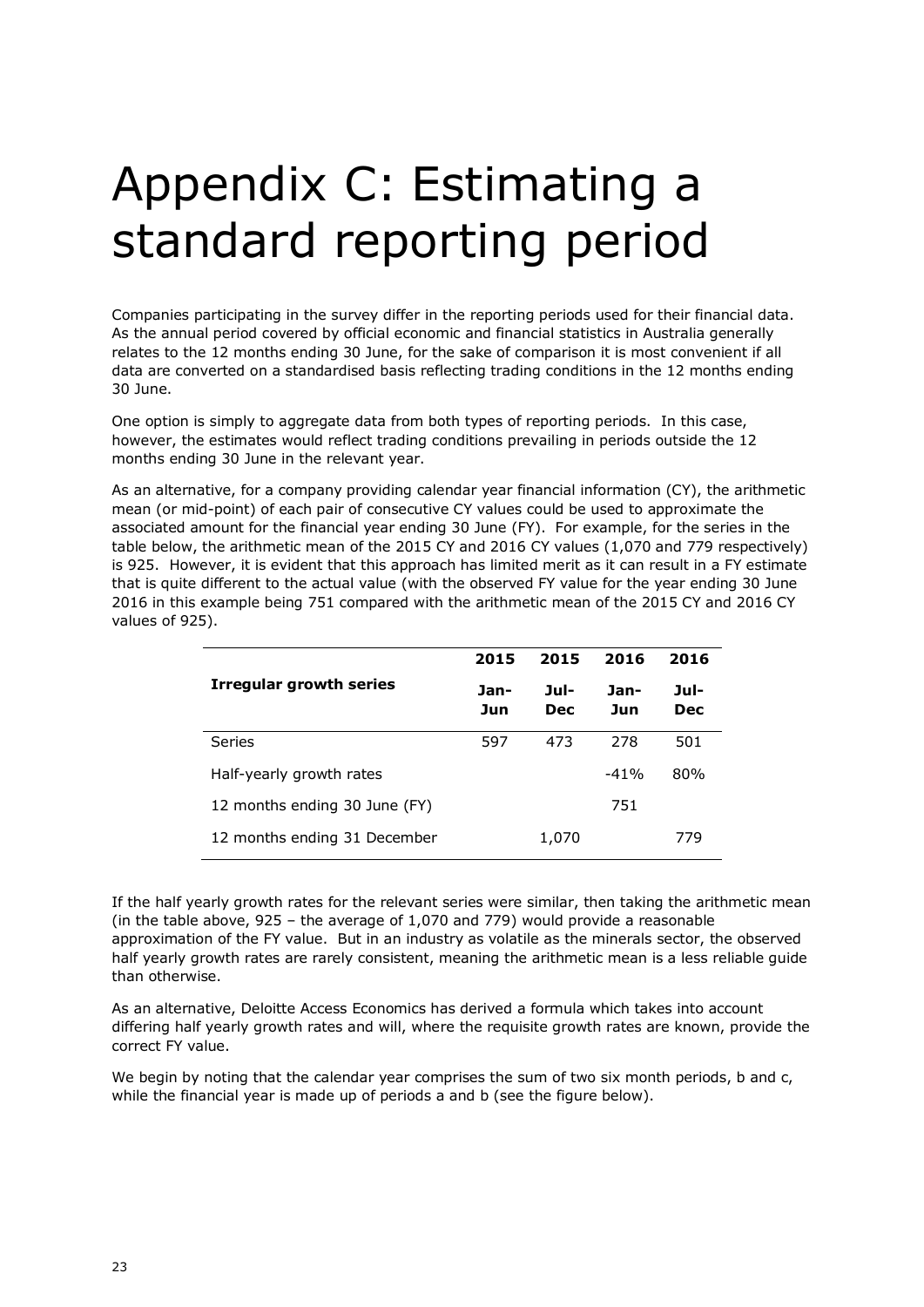# Appendix C: Estimating a standard reporting period

Companies participating in the survey differ in the reporting periods used for their financial data. As the annual period covered by official economic and financial statistics in Australia generally relates to the 12 months ending 30 June, for the sake of comparison it is most convenient if all data are converted on a standardised basis reflecting trading conditions in the 12 months ending 30 June.

One option is simply to aggregate data from both types of reporting periods. In this case, however, the estimates would reflect trading conditions prevailing in periods outside the 12 months ending 30 June in the relevant year.

As an alternative, for a company providing calendar year financial information (CY), the arithmetic mean (or mid-point) of each pair of consecutive CY values could be used to approximate the associated amount for the financial year ending 30 June (FY). For example, for the series in the table below, the arithmetic mean of the 2015 CY and 2016 CY values (1,070 and 779 respectively) is 925. However, it is evident that this approach has limited merit as it can result in a FY estimate that is quite different to the actual value (with the observed FY value for the year ending 30 June 2016 in this example being 751 compared with the arithmetic mean of the 2015 CY and 2016 CY values of 925).

| **Irregular growth series** | **2015 Jan-Jun** | **2015 Jul-Dec** | **2016 Jan-Jun** | **2016 Jul-Dec** |
|---|---|---|---|---|
| Series | 597 | 473 | 278 | 501 |
| Half-yearly growth rates | | | -41% | 80% |
| 12 months ending 30 June (FY) | | | 751 | |
| 12 months ending 31 December | | 1,070 | | 779 |

If the half yearly growth rates for the relevant series were similar, then taking the arithmetic mean (in the table above, 925 – the average of 1,070 and 779) would provide a reasonable approximation of the FY value. But in an industry as volatile as the minerals sector, the observed half yearly growth rates are rarely consistent, meaning the arithmetic mean is a less reliable guide than otherwise.

As an alternative, Deloitte Access Economics has derived a formula which takes into account differing half yearly growth rates and will, where the requisite growth rates are known, provide the correct FY value.

We begin by noting that the calendar year comprises the sum of two six month periods, b and c, while the financial year is made up of periods a and b (see the figure below).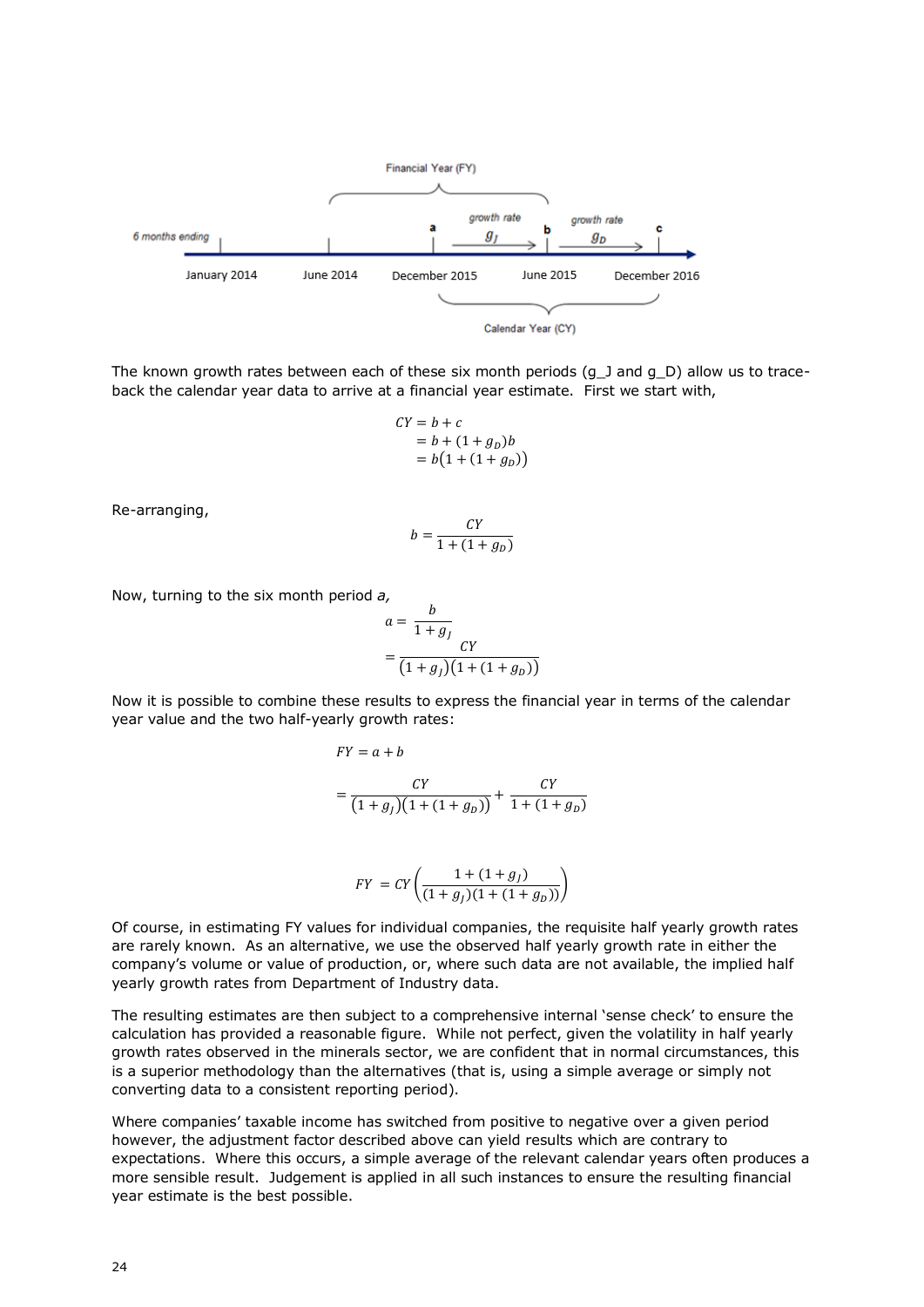The known growth rates between each of these six month periods (g_J and g_D) allow us to trace-back the calendar year data to arrive at a financial year estimate. First we start with,

$$
\begin{aligned}
CY &= b + c \\
&= b + (1 + g_D)b \\
&= b\big(1 + (1 + g_D)\big)
\end{aligned}
$$

Re-arranging,

$$
b = \frac{CY}{1 + (1 + g_D)}
$$

Now, turning to the six month period *a,*

$$
\begin{aligned}
a &= \frac{b}{1 + g_J} \\
&= \frac{CY}{(1 + g_J)\big(1 + (1 + g_D)\big)}
\end{aligned}
$$

Now it is possible to combine these results to express the financial year in terms of the calendar year value and the two half-yearly growth rates:

$$
FY = a + b
$$

$$
= \frac{CY}{(1 + g_J)\big(1 + (1 + g_D)\big)} + \frac{CY}{1 + (1 + g_D)}
$$

$$
FY = CY\left(\frac{1 + (1 + g_J)}{(1 + g_J)(1 + (1 + g_D))}\right)
$$

Of course, in estimating FY values for individual companies, the requisite half yearly growth rates are rarely known. As an alternative, we use the observed half yearly growth rate in either the company's volume or value of production, or, where such data are not available, the implied half yearly growth rates from Department of Industry data.

The resulting estimates are then subject to a comprehensive internal 'sense check' to ensure the calculation has provided a reasonable figure. While not perfect, given the volatility in half yearly growth rates observed in the minerals sector, we are confident that in normal circumstances, this is a superior methodology than the alternatives (that is, using a simple average or simply not converting data to a consistent reporting period).

Where companies' taxable income has switched from positive to negative over a given period however, the adjustment factor described above can yield results which are contrary to expectations. Where this occurs, a simple average of the relevant calendar years often produces a more sensible result. Judgement is applied in all such instances to ensure the resulting financial year estimate is the best possible.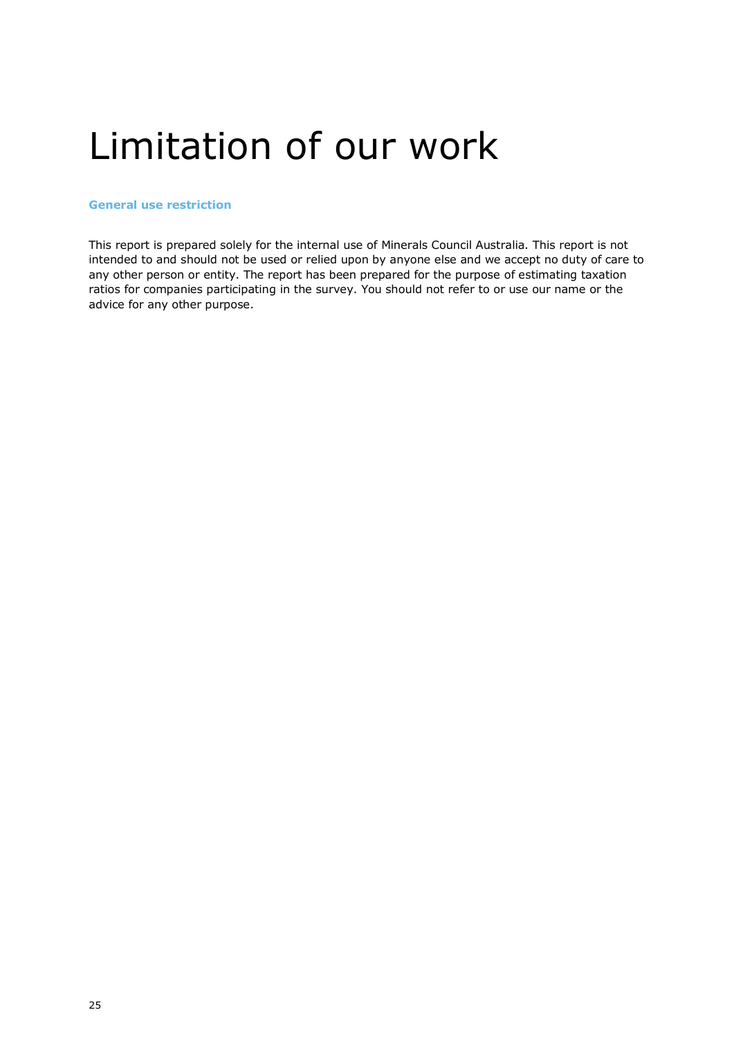# Limitation of our work

### General use restriction

This report is prepared solely for the internal use of Minerals Council Australia. This report is not intended to and should not be used or relied upon by anyone else and we accept no duty of care to any other person or entity. The report has been prepared for the purpose of estimating taxation ratios for companies participating in the survey. You should not refer to or use our name or the advice for any other purpose.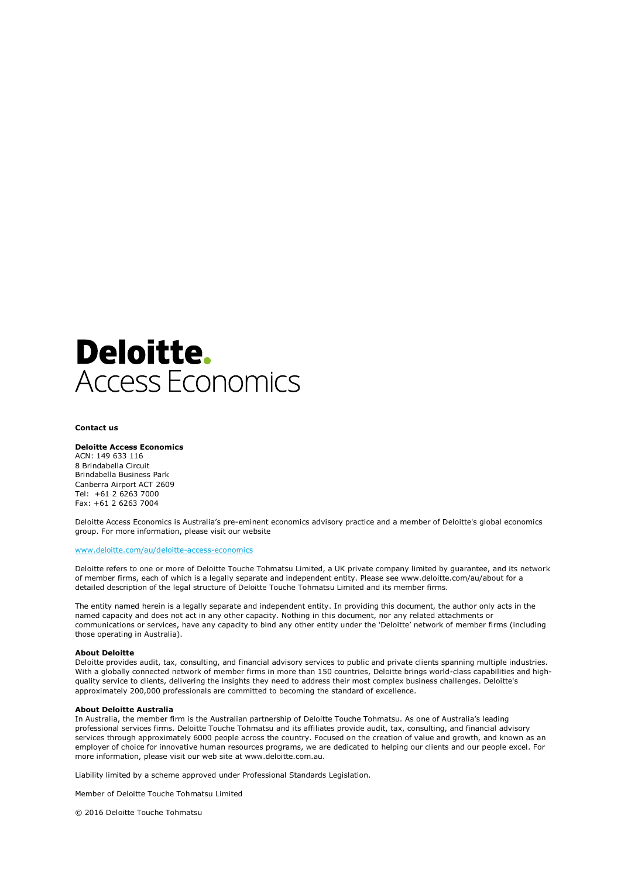**Deloitte.**
Access Economics

**Contact us**

**Deloitte Access Economics**
ACN: 149 633 116
8 Brindabella Circuit
Brindabella Business Park
Canberra Airport ACT 2609
Tel: +61 2 6263 7000
Fax: +61 2 6263 7004

Deloitte Access Economics is Australia's pre-eminent economics advisory practice and a member of Deloitte's global economics group. For more information, please visit our website

www.deloitte.com/au/deloitte-access-economics

Deloitte refers to one or more of Deloitte Touche Tohmatsu Limited, a UK private company limited by guarantee, and its network of member firms, each of which is a legally separate and independent entity. Please see www.deloitte.com/au/about for a detailed description of the legal structure of Deloitte Touche Tohmatsu Limited and its member firms.

The entity named herein is a legally separate and independent entity. In providing this document, the author only acts in the named capacity and does not act in any other capacity. Nothing in this document, nor any related attachments or communications or services, have any capacity to bind any other entity under the 'Deloitte' network of member firms (including those operating in Australia).

**About Deloitte**
Deloitte provides audit, tax, consulting, and financial advisory services to public and private clients spanning multiple industries. With a globally connected network of member firms in more than 150 countries, Deloitte brings world-class capabilities and high-quality service to clients, delivering the insights they need to address their most complex business challenges. Deloitte's approximately 200,000 professionals are committed to becoming the standard of excellence.

**About Deloitte Australia**
In Australia, the member firm is the Australian partnership of Deloitte Touche Tohmatsu. As one of Australia's leading professional services firms. Deloitte Touche Tohmatsu and its affiliates provide audit, tax, consulting, and financial advisory services through approximately 6000 people across the country. Focused on the creation of value and growth, and known as an employer of choice for innovative human resources programs, we are dedicated to helping our clients and our people excel. For more information, please visit our web site at www.deloitte.com.au.

Liability limited by a scheme approved under Professional Standards Legislation.

Member of Deloitte Touche Tohmatsu Limited

© 2016 Deloitte Touche Tohmatsu